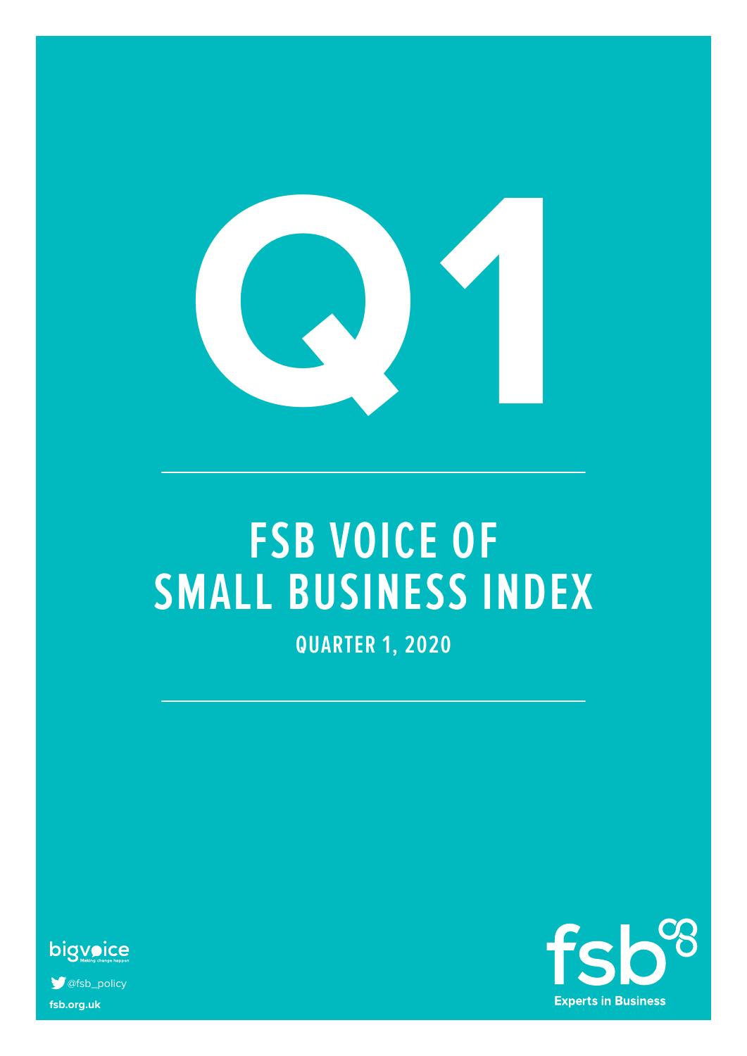# Q1

# FSB VOICE OF SMALL BUSINESS INDEX

## QUARTER 1, 2020

bigvoice
Making change happen

@fsb_policy

fsb.org.uk

fsb
Experts in Business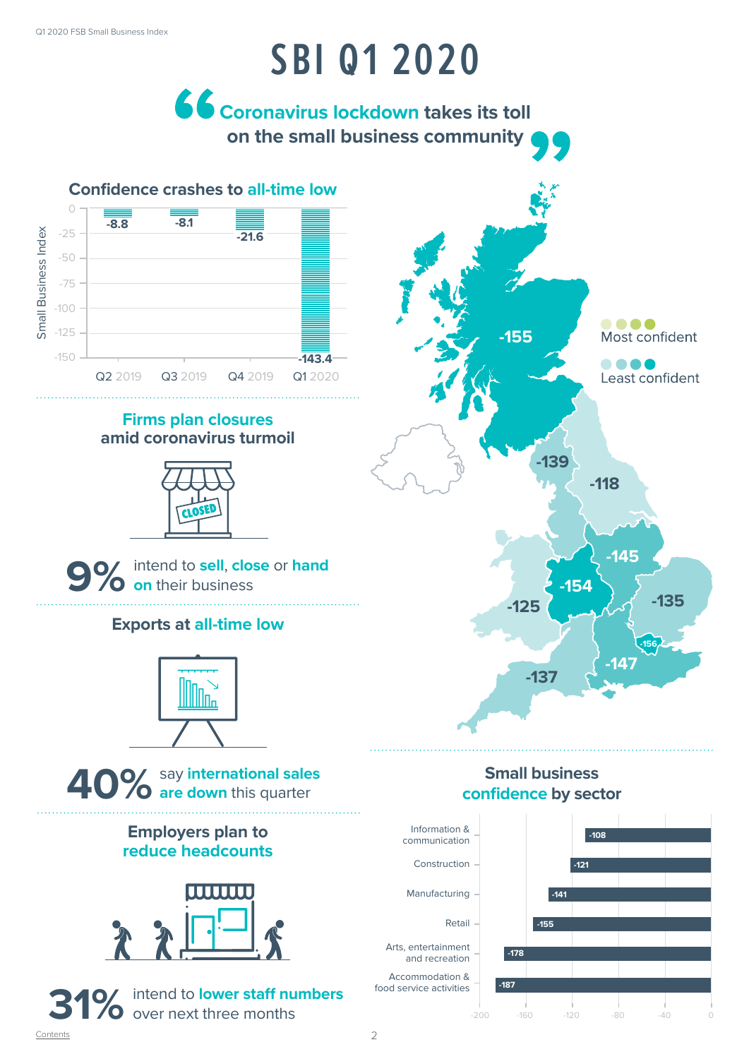# SBI Q1 2020

**"Coronavirus lockdown takes its toll on the small business community"**

## Confidence crashes to all-time low

| Quarter | Small Business Index |
|---|---|
| Q2 2019 | -8.8 |
| Q3 2019 | -8.1 |
| Q4 2019 | -21.6 |
| Q1 2020 | -143.4 |

## Firms plan closures amid coronavirus turmoil

**9%** intend to **sell**, **close** or **hand on** their business

## Exports at all-time low

**40%** say **international sales are down** this quarter

## Employers plan to reduce headcounts

**31%** intend to **lower staff numbers** over next three months

## Regional confidence

Most confident / Least confident

-155, -139, -118, -145, -154, -125, -135, -156, -147, -137

## Small business confidence by sector

| Sector | Index |
|---|---|
| Information & communication | -108 |
| Construction | -121 |
| Manufacturing | -141 |
| Retail | -155 |
| Arts, entertainment and recreation | -178 |
| Accommodation & food service activities | -187 |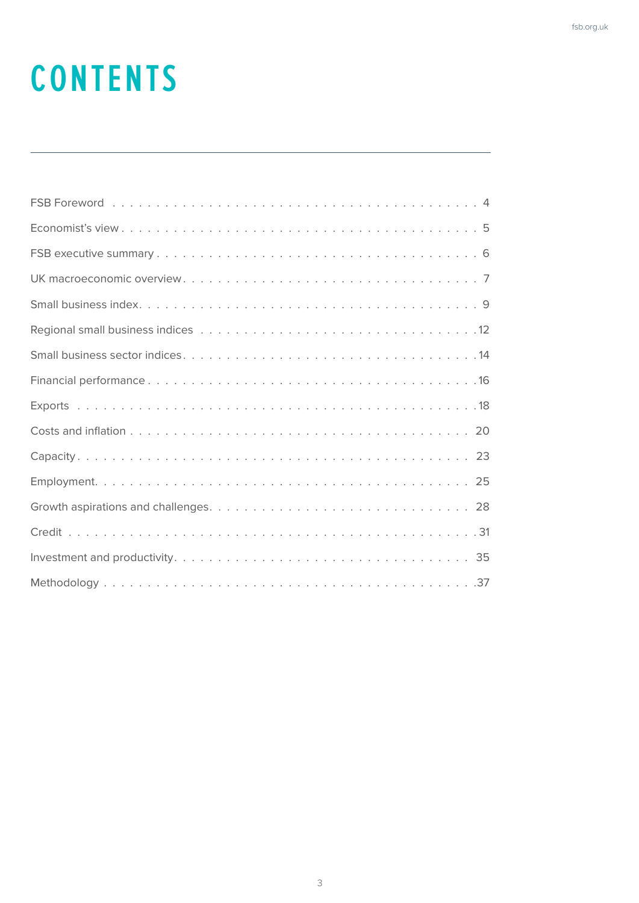# CONTENTS

| | |
|---|---|
| FSB Foreword | 4 |
| Economist's view | 5 |
| FSB executive summary | 6 |
| UK macroeconomic overview | 7 |
| Small business index | 9 |
| Regional small business indices | 12 |
| Small business sector indices | 14 |
| Financial performance | 16 |
| Exports | 18 |
| Costs and inflation | 20 |
| Capacity | 23 |
| Employment | 25 |
| Growth aspirations and challenges | 28 |
| Credit | 31 |
| Investment and productivity | 35 |
| Methodology | 37 |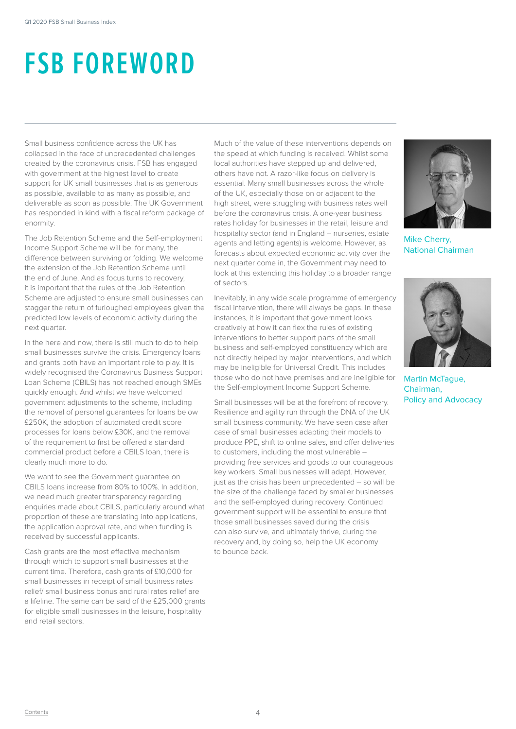# FSB FOREWORD

Small business confidence across the UK has collapsed in the face of unprecedented challenges created by the coronavirus crisis. FSB has engaged with government at the highest level to create support for UK small businesses that is as generous as possible, available to as many as possible, and deliverable as soon as possible. The UK Government has responded in kind with a fiscal reform package of enormity.

The Job Retention Scheme and the Self-employment Income Support Scheme will be, for many, the difference between surviving or folding. We welcome the extension of the Job Retention Scheme until the end of June. And as focus turns to recovery, it is important that the rules of the Job Retention Scheme are adjusted to ensure small businesses can stagger the return of furloughed employees given the predicted low levels of economic activity during the next quarter.

In the here and now, there is still much to do to help small businesses survive the crisis. Emergency loans and grants both have an important role to play. It is widely recognised the Coronavirus Business Support Loan Scheme (CBILS) has not reached enough SMEs quickly enough. And whilst we have welcomed government adjustments to the scheme, including the removal of personal guarantees for loans below £250K, the adoption of automated credit score processes for loans below £30K, and the removal of the requirement to first be offered a standard commercial product before a CBILS loan, there is clearly much more to do.

We want to see the Government guarantee on CBILS loans increase from 80% to 100%. In addition, we need much greater transparency regarding enquiries made about CBILS, particularly around what proportion of these are translating into applications, the application approval rate, and when funding is received by successful applicants.

Cash grants are the most effective mechanism through which to support small businesses at the current time. Therefore, cash grants of £10,000 for small businesses in receipt of small business rates relief/ small business bonus and rural rates relief are a lifeline. The same can be said of the £25,000 grants for eligible small businesses in the leisure, hospitality and retail sectors.

Much of the value of these interventions depends on the speed at which funding is received. Whilst some local authorities have stepped up and delivered, others have not. A razor-like focus on delivery is essential. Many small businesses across the whole of the UK, especially those on or adjacent to the high street, were struggling with business rates well before the coronavirus crisis. A one-year business rates holiday for businesses in the retail, leisure and hospitality sector (and in England – nurseries, estate agents and letting agents) is welcome. However, as forecasts about expected economic activity over the next quarter come in, the Government may need to look at this extending this holiday to a broader range of sectors.

Inevitably, in any wide scale programme of emergency fiscal intervention, there will always be gaps. In these instances, it is important that government looks creatively at how it can flex the rules of existing interventions to better support parts of the small business and self-employed constituency which are not directly helped by major interventions, and which may be ineligible for Universal Credit. This includes those who do not have premises and are ineligible for the Self-employment Income Support Scheme.

Small businesses will be at the forefront of recovery. Resilience and agility run through the DNA of the UK small business community. We have seen case after case of small businesses adapting their models to produce PPE, shift to online sales, and offer deliveries to customers, including the most vulnerable – providing free services and goods to our courageous key workers. Small businesses will adapt. However, just as the crisis has been unprecedented – so will be the size of the challenge faced by smaller businesses and the self-employed during recovery. Continued government support will be essential to ensure that those small businesses saved during the crisis can also survive, and ultimately thrive, during the recovery and, by doing so, help the UK economy to bounce back.

Mike Cherry,
National Chairman

Martin McTague,
Chairman,
Policy and Advocacy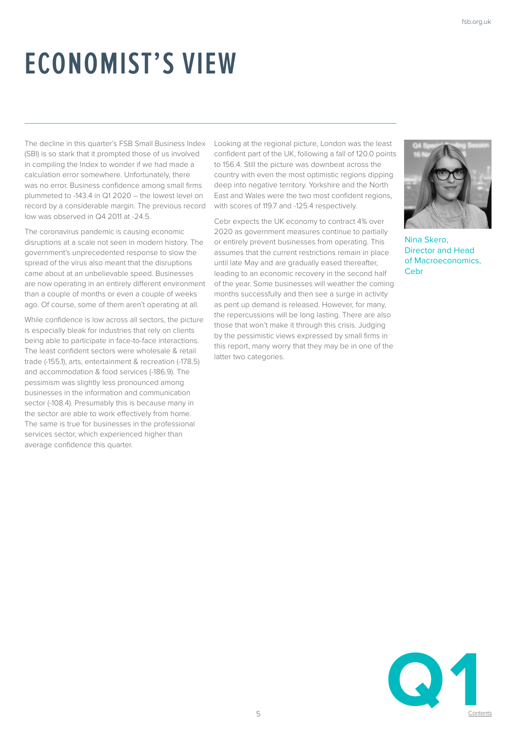# ECONOMIST'S VIEW

The decline in this quarter's FSB Small Business Index (SBI) is so stark that it prompted those of us involved in compiling the Index to wonder if we had made a calculation error somewhere. Unfortunately, there was no error. Business confidence among small firms plummeted to -143.4 in Q1 2020 – the lowest level on record by a considerable margin. The previous record low was observed in Q4 2011 at -24.5.

The coronavirus pandemic is causing economic disruptions at a scale not seen in modern history. The government's unprecedented response to slow the spread of the virus also meant that the disruptions came about at an unbelievable speed. Businesses are now operating in an entirely different environment than a couple of months or even a couple of weeks ago. Of course, some of them aren't operating at all.

While confidence is low across all sectors, the picture is especially bleak for industries that rely on clients being able to participate in face-to-face interactions. The least confident sectors were wholesale & retail trade (-155.1), arts, entertainment & recreation (-178.5) and accommodation & food services (-186.9). The pessimism was slightly less pronounced among businesses in the information and communication sector (-108.4). Presumably this is because many in the sector are able to work effectively from home. The same is true for businesses in the professional services sector, which experienced higher than average confidence this quarter.

Looking at the regional picture, London was the least confident part of the UK, following a fall of 120.0 points to 156.4. Still the picture was downbeat across the country with even the most optimistic regions dipping deep into negative territory. Yorkshire and the North East and Wales were the two most confident regions, with scores of 119.7 and -125.4 respectively.

Cebr expects the UK economy to contract 4% over 2020 as government measures continue to partially or entirely prevent businesses from operating. This assumes that the current restrictions remain in place until late May and are gradually eased thereafter, leading to an economic recovery in the second half of the year. Some businesses will weather the coming months successfully and then see a surge in activity as pent up demand is released. However, for many, the repercussions will be long lasting. There are also those that won't make it through this crisis. Judging by the pessimistic views expressed by small firms in this report, many worry that they may be in one of the latter two categories.

Nina Skero, Director and Head of Macroeconomics, Cebr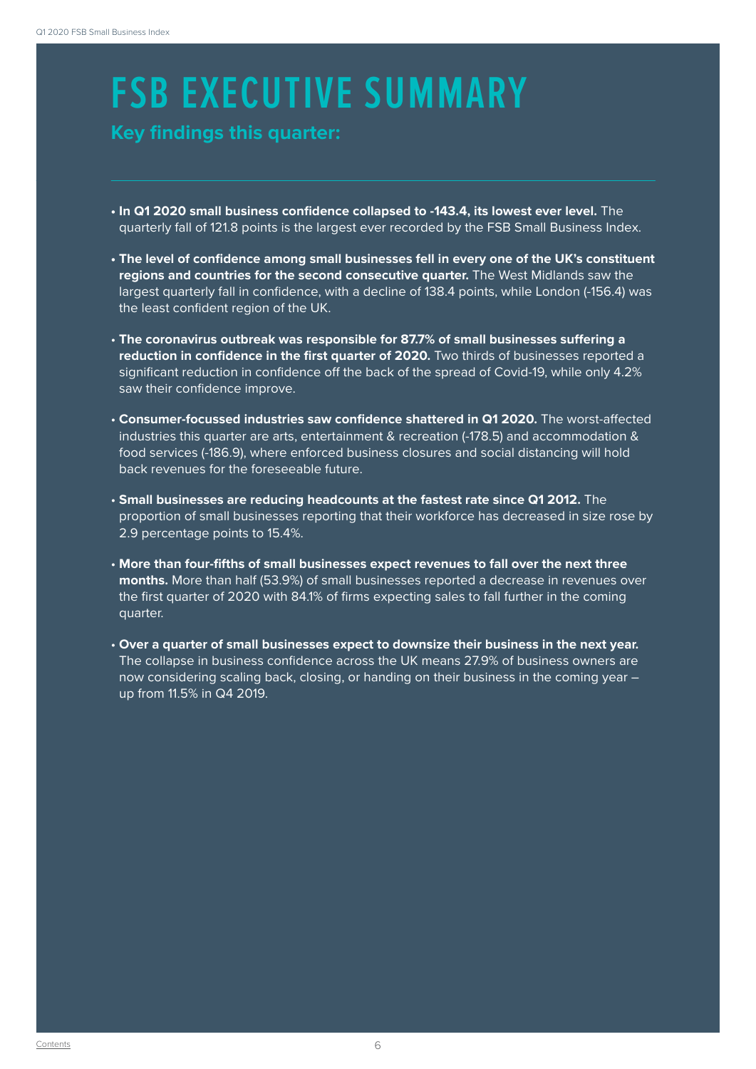# FSB EXECUTIVE SUMMARY

## Key findings this quarter:

- **In Q1 2020 small business confidence collapsed to -143.4, its lowest ever level.** The quarterly fall of 121.8 points is the largest ever recorded by the FSB Small Business Index.
- **The level of confidence among small businesses fell in every one of the UK's constituent regions and countries for the second consecutive quarter.** The West Midlands saw the largest quarterly fall in confidence, with a decline of 138.4 points, while London (-156.4) was the least confident region of the UK.
- **The coronavirus outbreak was responsible for 87.7% of small businesses suffering a reduction in confidence in the first quarter of 2020.** Two thirds of businesses reported a significant reduction in confidence off the back of the spread of Covid-19, while only 4.2% saw their confidence improve.
- **Consumer-focussed industries saw confidence shattered in Q1 2020.** The worst-affected industries this quarter are arts, entertainment & recreation (-178.5) and accommodation & food services (-186.9), where enforced business closures and social distancing will hold back revenues for the foreseeable future.
- **Small businesses are reducing headcounts at the fastest rate since Q1 2012.** The proportion of small businesses reporting that their workforce has decreased in size rose by 2.9 percentage points to 15.4%.
- **More than four-fifths of small businesses expect revenues to fall over the next three months.** More than half (53.9%) of small businesses reported a decrease in revenues over the first quarter of 2020 with 84.1% of firms expecting sales to fall further in the coming quarter.
- **Over a quarter of small businesses expect to downsize their business in the next year.** The collapse in business confidence across the UK means 27.9% of business owners are now considering scaling back, closing, or handing on their business in the coming year – up from 11.5% in Q4 2019.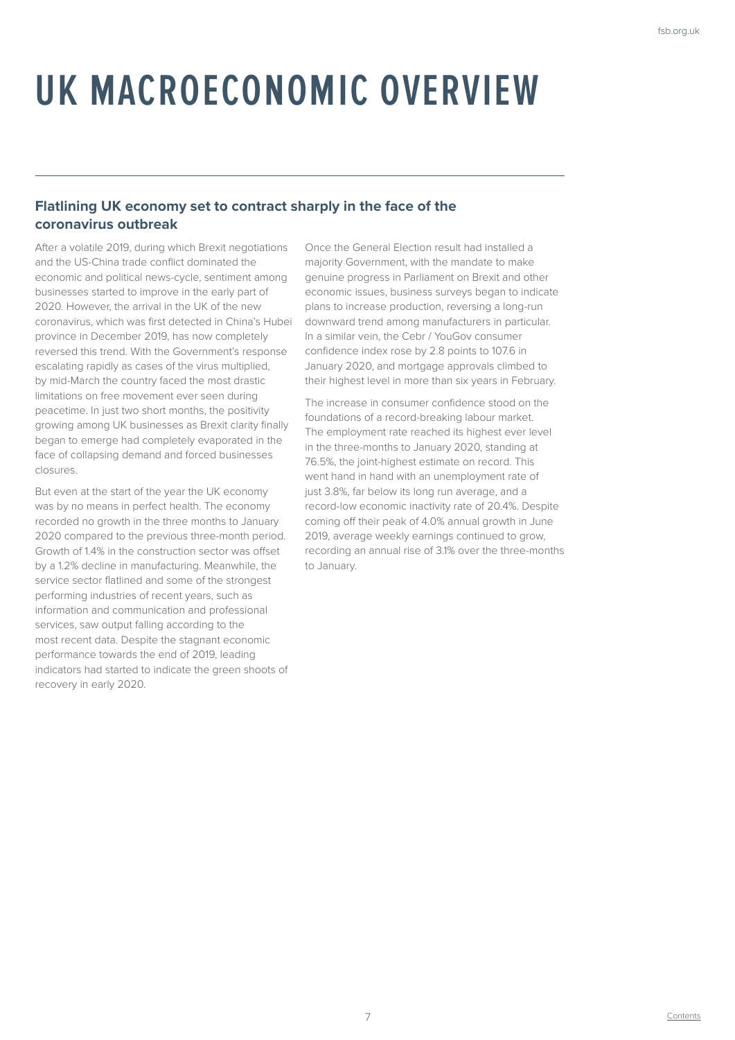# UK MACROECONOMIC OVERVIEW

## Flatlining UK economy set to contract sharply in the face of the coronavirus outbreak

After a volatile 2019, during which Brexit negotiations and the US-China trade conflict dominated the economic and political news-cycle, sentiment among businesses started to improve in the early part of 2020. However, the arrival in the UK of the new coronavirus, which was first detected in China's Hubei province in December 2019, has now completely reversed this trend. With the Government's response escalating rapidly as cases of the virus multiplied, by mid-March the country faced the most drastic limitations on free movement ever seen during peacetime. In just two short months, the positivity growing among UK businesses as Brexit clarity finally began to emerge had completely evaporated in the face of collapsing demand and forced businesses closures.

But even at the start of the year the UK economy was by no means in perfect health. The economy recorded no growth in the three months to January 2020 compared to the previous three-month period. Growth of 1.4% in the construction sector was offset by a 1.2% decline in manufacturing. Meanwhile, the service sector flatlined and some of the strongest performing industries of recent years, such as information and communication and professional services, saw output falling according to the most recent data. Despite the stagnant economic performance towards the end of 2019, leading indicators had started to indicate the green shoots of recovery in early 2020.

Once the General Election result had installed a majority Government, with the mandate to make genuine progress in Parliament on Brexit and other economic issues, business surveys began to indicate plans to increase production, reversing a long-run downward trend among manufacturers in particular. In a similar vein, the Cebr / YouGov consumer confidence index rose by 2.8 points to 107.6 in January 2020, and mortgage approvals climbed to their highest level in more than six years in February.

The increase in consumer confidence stood on the foundations of a record-breaking labour market. The employment rate reached its highest ever level in the three-months to January 2020, standing at 76.5%, the joint-highest estimate on record. This went hand in hand with an unemployment rate of just 3.8%, far below its long run average, and a record-low economic inactivity rate of 20.4%. Despite coming off their peak of 4.0% annual growth in June 2019, average weekly earnings continued to grow, recording an annual rise of 3.1% over the three-months to January.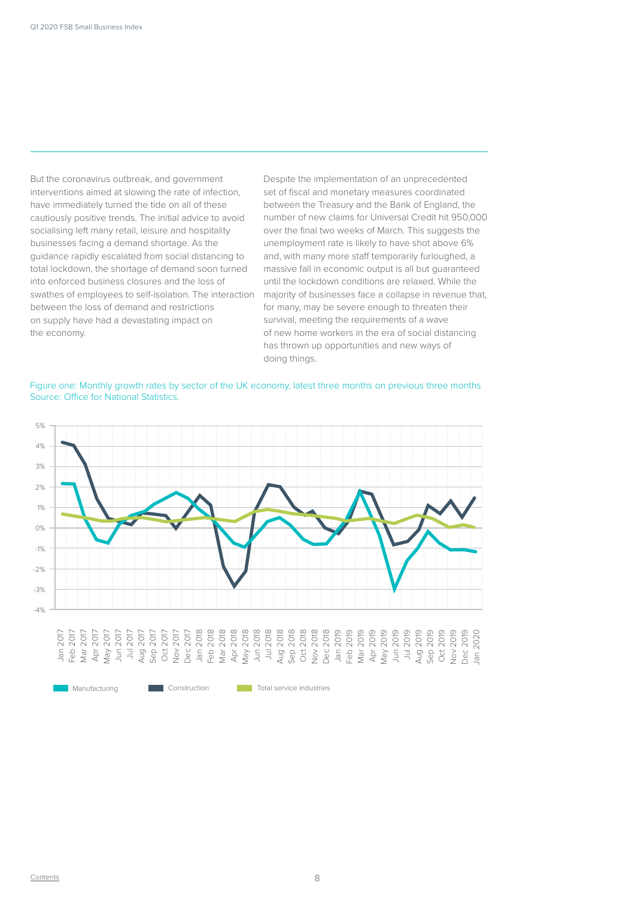But the coronavirus outbreak, and government interventions aimed at slowing the rate of infection, have immediately turned the tide on all of these cautiously positive trends. The initial advice to avoid socialising left many retail, leisure and hospitality businesses facing a demand shortage. As the guidance rapidly escalated from social distancing to total lockdown, the shortage of demand soon turned into enforced business closures and the loss of swathes of employees to self-isolation. The interaction between the loss of demand and restrictions on supply have had a devastating impact on the economy.

Despite the implementation of an unprecedented set of fiscal and monetary measures coordinated between the Treasury and the Bank of England, the number of new claims for Universal Credit hit 950,000 over the final two weeks of March. This suggests the unemployment rate is likely to have shot above 6% and, with many more staff temporarily furloughed, a massive fall in economic output is all but guaranteed until the lockdown conditions are relaxed. While the majority of businesses face a collapse in revenue that, for many, may be severe enough to threaten their survival, meeting the requirements of a wave of new home workers in the era of social distancing has thrown up opportunities and new ways of doing things.

Figure one: Monthly growth rates by sector of the UK economy, latest three months on previous three months
Source: Office for National Statistics.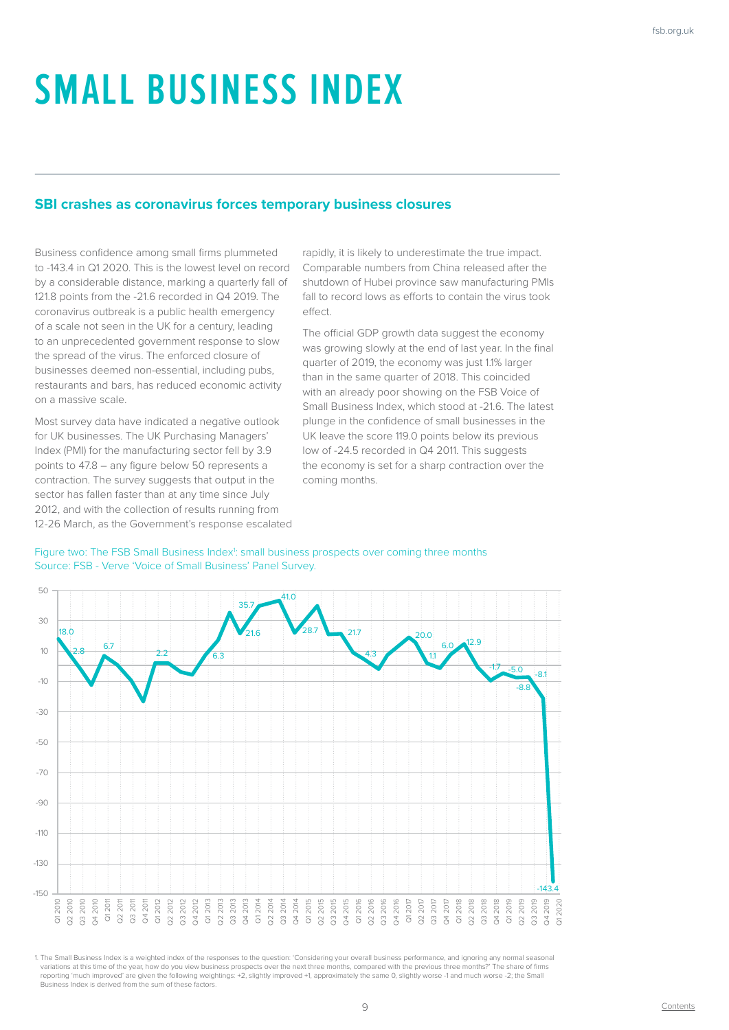# SMALL BUSINESS INDEX

## SBI crashes as coronavirus forces temporary business closures

Business confidence among small firms plummeted to -143.4 in Q1 2020. This is the lowest level on record by a considerable distance, marking a quarterly fall of 121.8 points from the -21.6 recorded in Q4 2019. The coronavirus outbreak is a public health emergency of a scale not seen in the UK for a century, leading to an unprecedented government response to slow the spread of the virus. The enforced closure of businesses deemed non-essential, including pubs, restaurants and bars, has reduced economic activity on a massive scale.

Most survey data have indicated a negative outlook for UK businesses. The UK Purchasing Managers' Index (PMI) for the manufacturing sector fell by 3.9 points to 47.8 – any figure below 50 represents a contraction. The survey suggests that output in the sector has fallen faster than at any time since July 2012, and with the collection of results running from 12-26 March, as the Government's response escalated rapidly, it is likely to underestimate the true impact. Comparable numbers from China released after the shutdown of Hubei province saw manufacturing PMIs fall to record lows as efforts to contain the virus took effect.

The official GDP growth data suggest the economy was growing slowly at the end of last year. In the final quarter of 2019, the economy was just 1.1% larger than in the same quarter of 2018. This coincided with an already poor showing on the FSB Voice of Small Business Index, which stood at -21.6. The latest plunge in the confidence of small businesses in the UK leave the score 119.0 points below its previous low of -24.5 recorded in Q4 2011. This suggests the economy is set for a sharp contraction over the coming months.

Figure two: The FSB Small Business Index[1]: small business prospects over coming three months
Source: FSB - Verve 'Voice of Small Business' Panel Survey.

1. The Small Business Index is a weighted index of the responses to the question: 'Considering your overall business performance, and ignoring any normal seasonal variations at this time of the year, how do you view business prospects over the next three months, compared with the previous three months?' The share of firms reporting 'much improved' are given the following weightings: +2, slightly improved +1, approximately the same 0, slightly worse -1 and much worse -2; the Small Business Index is derived from the sum of these factors.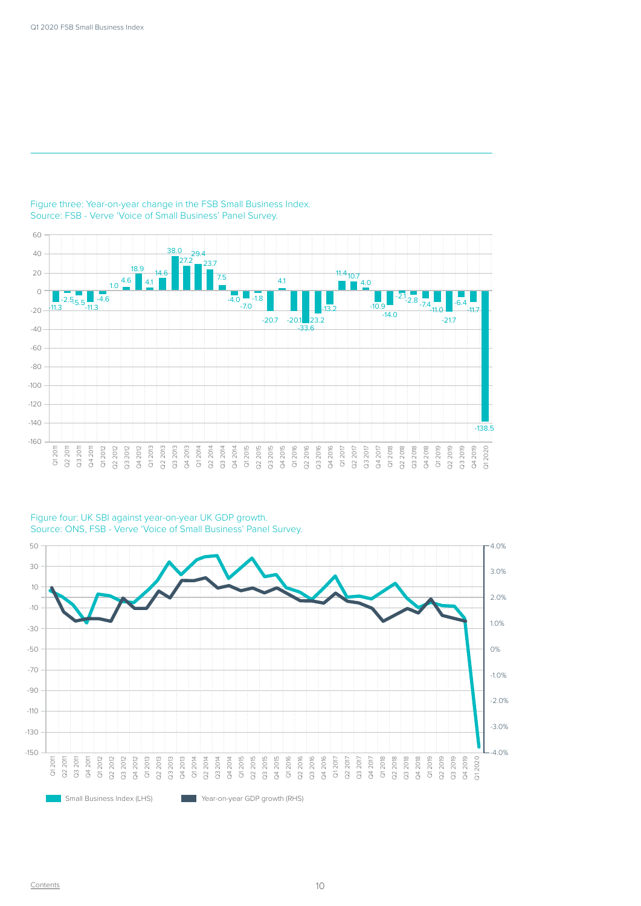Figure three: Year-on-year change in the FSB Small Business Index.
Source: FSB - Verve 'Voice of Small Business' Panel Survey.

| Quarter | Value |
|---|---|
| Q1 2011 | -11.3 |
| Q2 2011 | -2.5 |
| Q3 2011 | -5.5 |
| Q4 2011 | -11.3 |
| Q1 2012 | -4.6 |
| Q2 2012 | 1.0 |
| Q3 2012 | 4.6 |
| Q4 2012 | 18.9 |
| Q1 2013 | 4.1 |
| Q2 2013 | 14.6 |
| Q3 2013 | 38.0 |
| Q4 2013 | 27.2 |
| Q1 2014 | 29.4 |
| Q2 2014 | 23.7 |
| Q3 2014 | 7.5 |
| Q4 2014 | -4.0 |
| Q1 2015 | -7.0 |
| Q2 2015 | -1.8 |
| Q3 2015 | -20.7 |
| Q4 2015 | 4.1 |
| Q1 2016 | -20.1 |
| Q2 2016 | -33.6 |
| Q3 2016 | -23.2 |
| Q4 2016 | -13.2 |
| Q1 2017 | 11.4 |
| Q2 2017 | 10.7 |
| Q3 2017 | 4.0 |
| Q4 2017 | -10.9 |
| Q1 2018 | -14.0 |
| Q2 2018 | -2.1 |
| Q3 2018 | -2.8 |
| Q4 2018 | -7.4 |
| Q1 2019 | -11.0 |
| Q2 2019 | -21.7 |
| Q3 2019 | -6.4 |
| Q4 2019 | -11.7 |
| Q1 2020 | -138.5 |

Figure four: UK SBI against year-on-year UK GDP growth.
Source: ONS, FSB - Verve 'Voice of Small Business' Panel Survey.

Small Business Index (LHS) | Year-on-year GDP growth (RHS)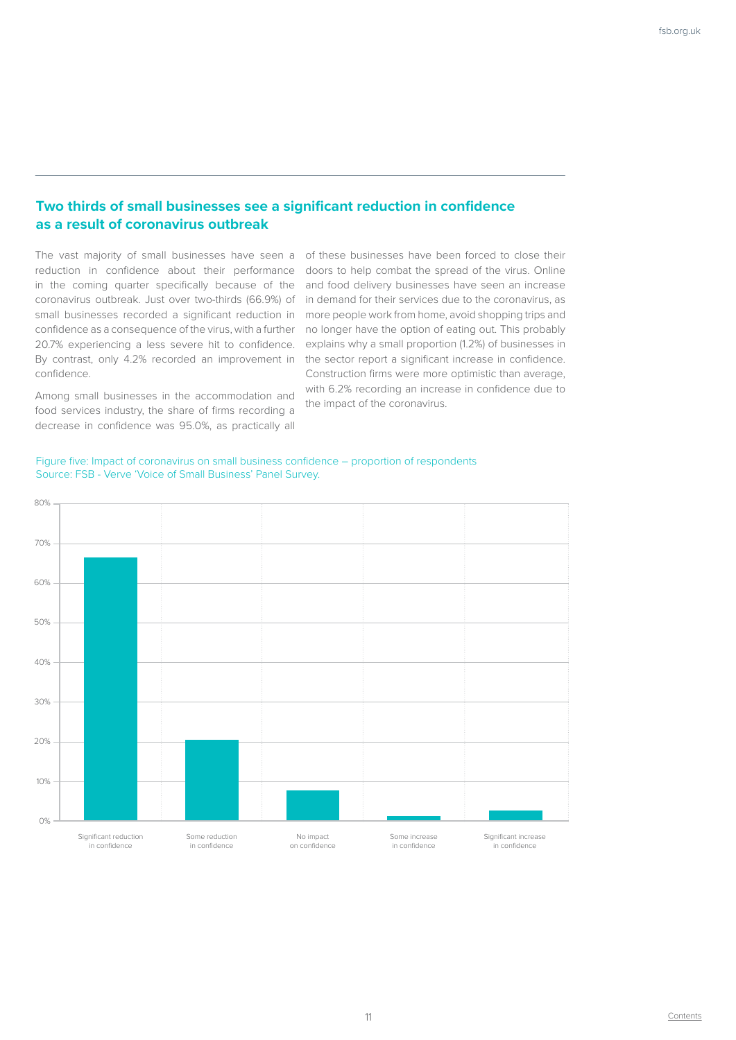## Two thirds of small businesses see a significant reduction in confidence as a result of coronavirus outbreak

The vast majority of small businesses have seen a reduction in confidence about their performance in the coming quarter specifically because of the coronavirus outbreak. Just over two-thirds (66.9%) of small businesses recorded a significant reduction in confidence as a consequence of the virus, with a further 20.7% experiencing a less severe hit to confidence. By contrast, only 4.2% recorded an improvement in confidence.

Among small businesses in the accommodation and food services industry, the share of firms recording a decrease in confidence was 95.0%, as practically all of these businesses have been forced to close their doors to help combat the spread of the virus. Online and food delivery businesses have seen an increase in demand for their services due to the coronavirus, as more people work from home, avoid shopping trips and no longer have the option of eating out. This probably explains why a small proportion (1.2%) of businesses in the sector report a significant increase in confidence. Construction firms were more optimistic than average, with 6.2% recording an increase in confidence due to the impact of the coronavirus.

Figure five: Impact of coronavirus on small business confidence – proportion of respondents
Source: FSB - Verve 'Voice of Small Business' Panel Survey.

| Response | Proportion of respondents |
| --- | --- |
| Significant reduction in confidence | ~66% |
| Some reduction in confidence | ~20% |
| No impact on confidence | ~8% |
| Some increase in confidence | ~1% |
| Significant increase in confidence | ~3% |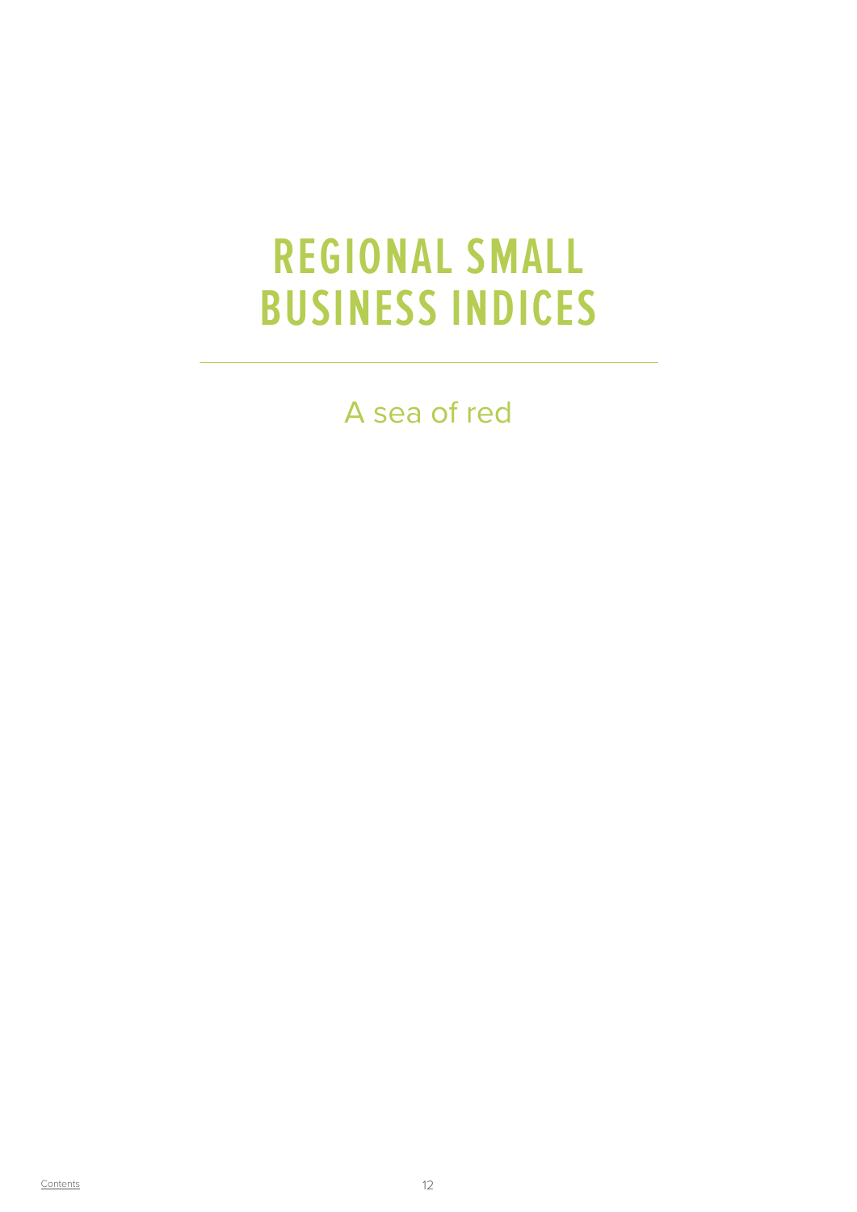# REGIONAL SMALL BUSINESS INDICES

A sea of red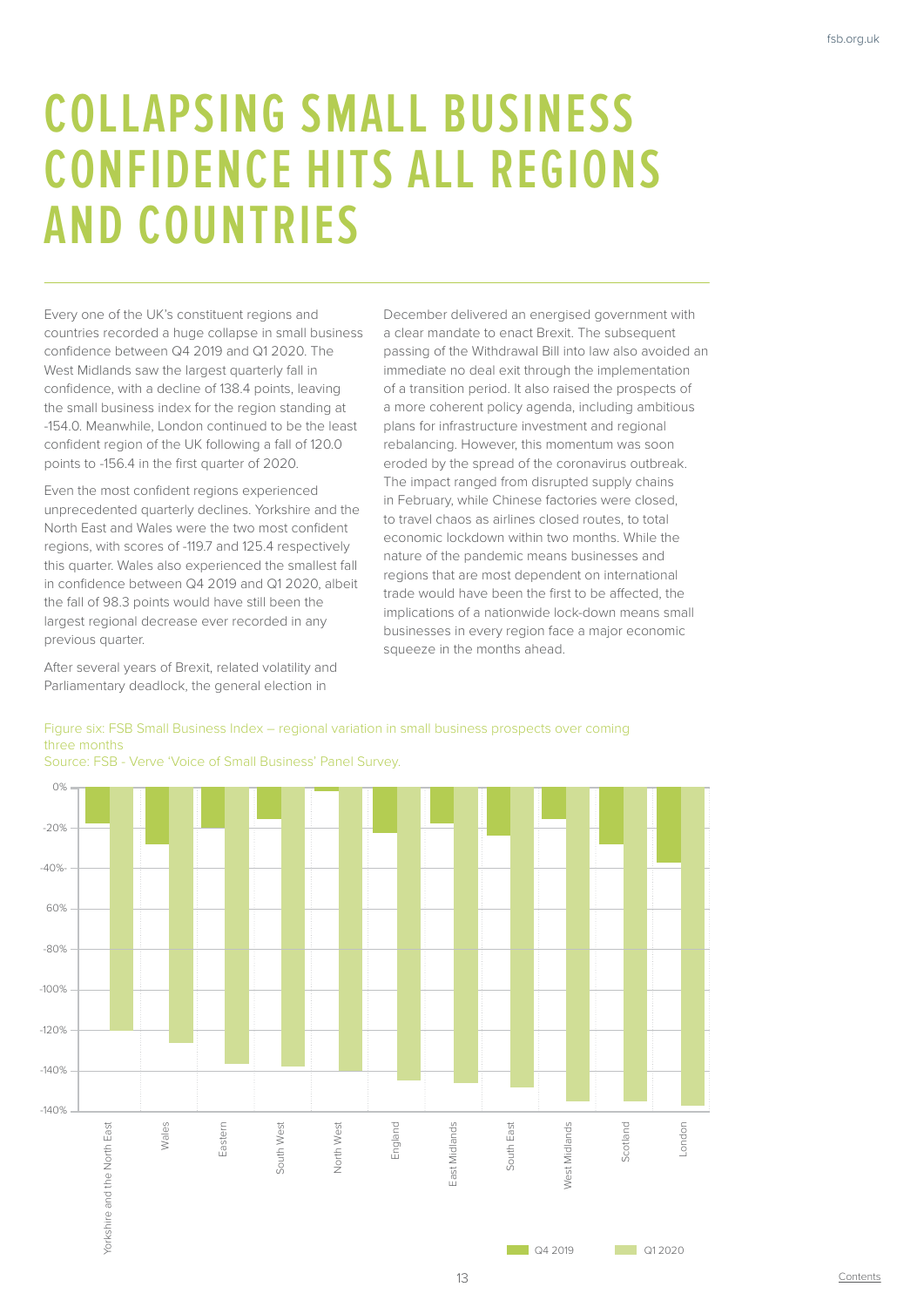# COLLAPSING SMALL BUSINESS CONFIDENCE HITS ALL REGIONS AND COUNTRIES

Every one of the UK's constituent regions and countries recorded a huge collapse in small business confidence between Q4 2019 and Q1 2020. The West Midlands saw the largest quarterly fall in confidence, with a decline of 138.4 points, leaving the small business index for the region standing at -154.0. Meanwhile, London continued to be the least confident region of the UK following a fall of 120.0 points to -156.4 in the first quarter of 2020.

Even the most confident regions experienced unprecedented quarterly declines. Yorkshire and the North East and Wales were the two most confident regions, with scores of -119.7 and 125.4 respectively this quarter. Wales also experienced the smallest fall in confidence between Q4 2019 and Q1 2020, albeit the fall of 98.3 points would have still been the largest regional decrease ever recorded in any previous quarter.

After several years of Brexit, related volatility and Parliamentary deadlock, the general election in December delivered an energised government with a clear mandate to enact Brexit. The subsequent passing of the Withdrawal Bill into law also avoided an immediate no deal exit through the implementation of a transition period. It also raised the prospects of a more coherent policy agenda, including ambitious plans for infrastructure investment and regional rebalancing. However, this momentum was soon eroded by the spread of the coronavirus outbreak. The impact ranged from disrupted supply chains in February, while Chinese factories were closed, to travel chaos as airlines closed routes, to total economic lockdown within two months. While the nature of the pandemic means businesses and regions that are most dependent on international trade would have been the first to be affected, the implications of a nationwide lock-down means small businesses in every region face a major economic squeeze in the months ahead.

Figure six: FSB Small Business Index – regional variation in small business prospects over coming three months

Source: FSB - Verve 'Voice of Small Business' Panel Survey.

| Region | Q4 2019 | Q1 2020 |
|---|---|---|
| Yorkshire and the North East | ~-18% | ~-120% |
| Wales | ~-28% | ~-126% |
| Eastern | ~-20% | ~-137% |
| South West | ~-16% | ~-138% |
| North West | ~-2% | ~-141% |
| England | ~-23% | ~-145% |
| East Midlands | ~-18% | ~-146% |
| South East | ~-24% | ~-148% |
| West Midlands | ~-16% | ~-154% |
| Scotland | ~-28% | ~-154% |
| London | ~-37% | ~-156% |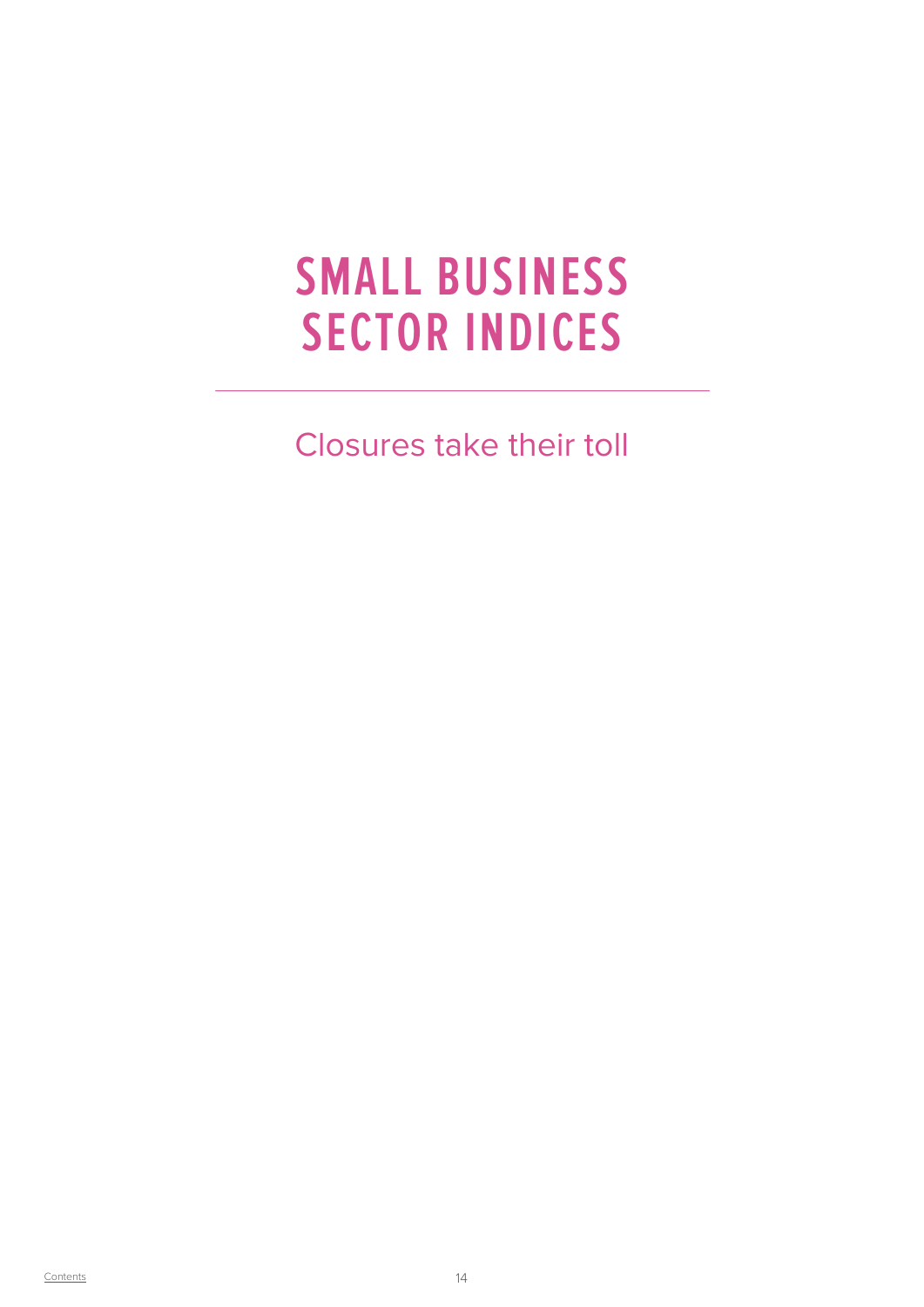# SMALL BUSINESS SECTOR INDICES

---

Closures take their toll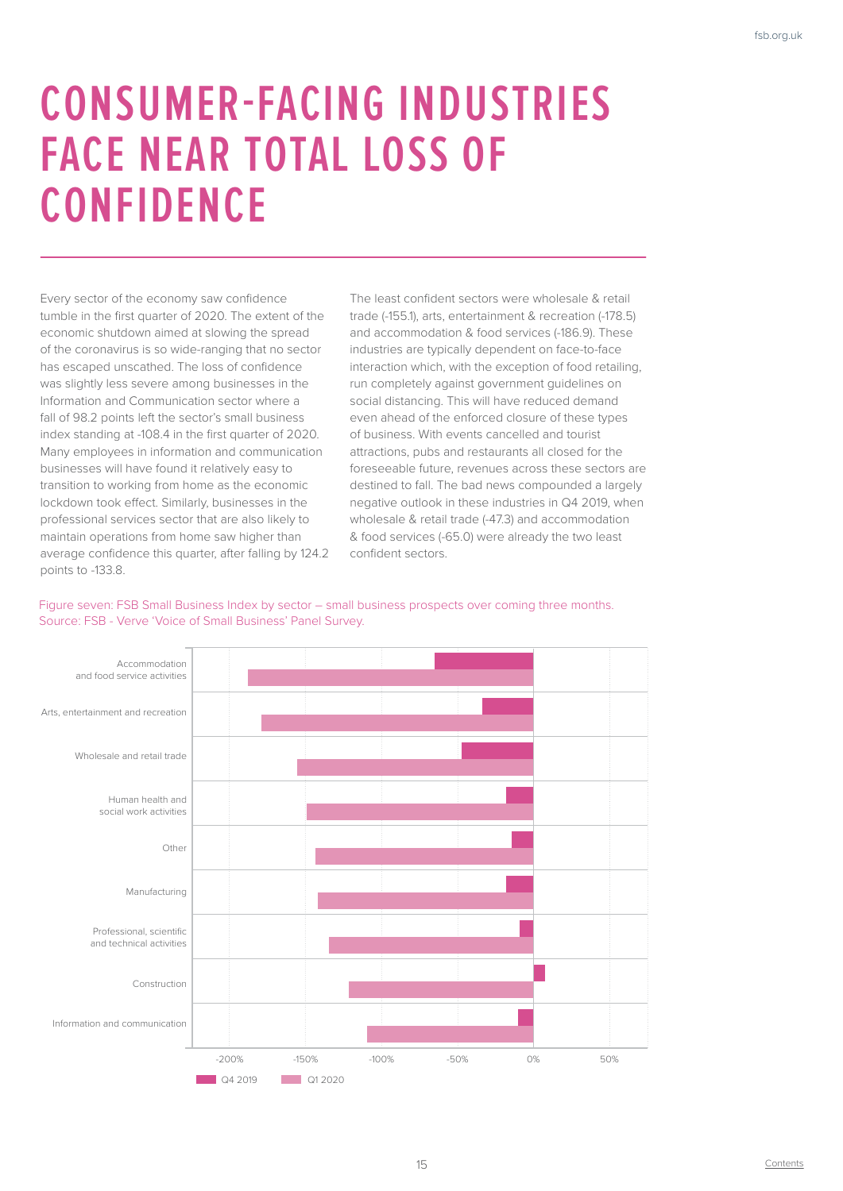# CONSUMER-FACING INDUSTRIES FACE NEAR TOTAL LOSS OF CONFIDENCE

Every sector of the economy saw confidence tumble in the first quarter of 2020. The extent of the economic shutdown aimed at slowing the spread of the coronavirus is so wide-ranging that no sector has escaped unscathed. The loss of confidence was slightly less severe among businesses in the Information and Communication sector where a fall of 98.2 points left the sector's small business index standing at -108.4 in the first quarter of 2020. Many employees in information and communication businesses will have found it relatively easy to transition to working from home as the economic lockdown took effect. Similarly, businesses in the professional services sector that are also likely to maintain operations from home saw higher than average confidence this quarter, after falling by 124.2 points to -133.8.

The least confident sectors were wholesale & retail trade (-155.1), arts, entertainment & recreation (-178.5) and accommodation & food services (-186.9). These industries are typically dependent on face-to-face interaction which, with the exception of food retailing, run completely against government guidelines on social distancing. This will have reduced demand even ahead of the enforced closure of these types of business. With events cancelled and tourist attractions, pubs and restaurants all closed for the foreseeable future, revenues across these sectors are destined to fall. The bad news compounded a largely negative outlook in these industries in Q4 2019, when wholesale & retail trade (-47.3) and accommodation & food services (-65.0) were already the two least confident sectors.

Figure seven: FSB Small Business Index by sector – small business prospects over coming three months. Source: FSB - Verve 'Voice of Small Business' Panel Survey.

Chart categories: Accommodation and food service activities; Arts, entertainment and recreation; Wholesale and retail trade; Human health and social work activities; Other; Manufacturing; Professional, scientific and technical activities; Construction; Information and communication. Axis: -200%, -150%, -100%, -50%, 0%, 50%. Legend: Q4 2019, Q1 2020.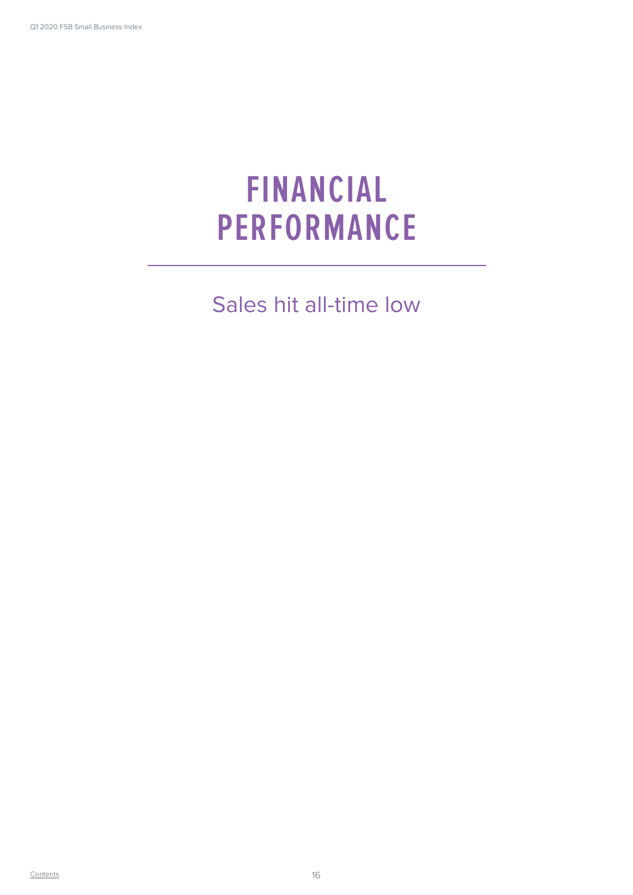# FINANCIAL PERFORMANCE

Sales hit all-time low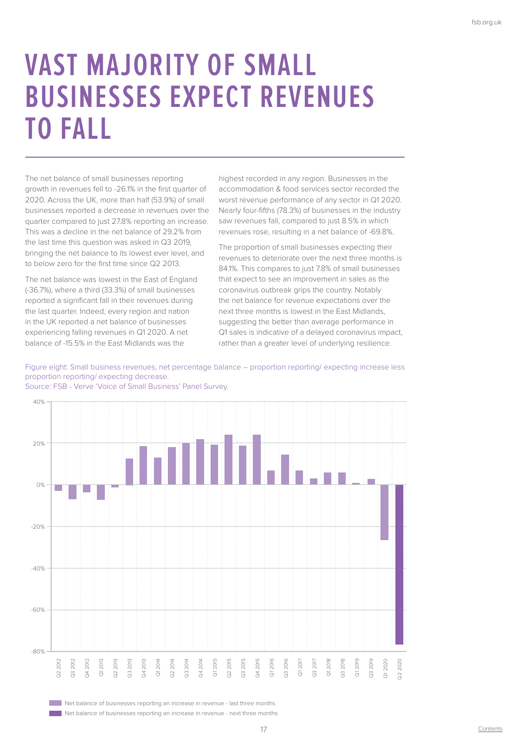# VAST MAJORITY OF SMALL BUSINESSES EXPECT REVENUES TO FALL

The net balance of small businesses reporting growth in revenues fell to -26.1% in the first quarter of 2020. Across the UK, more than half (53.9%) of small businesses reported a decrease in revenues over the quarter compared to just 27.8% reporting an increase. This was a decline in the net balance of 29.2% from the last time this question was asked in Q3 2019, bringing the net balance to its lowest ever level, and to below zero for the first time since Q2 2013.

The net balance was lowest in the East of England (-36.7%), where a third (33.3%) of small businesses reported a significant fall in their revenues during the last quarter. Indeed, every region and nation in the UK reported a net balance of businesses experiencing falling revenues in Q1 2020. A net balance of -15.5% in the East Midlands was the highest recorded in any region. Businesses in the accommodation & food services sector recorded the worst revenue performance of any sector in Q1 2020. Nearly four-fifths (78.3%) of businesses in the industry saw revenues fall, compared to just 8.5% in which revenues rose, resulting in a net balance of -69.8%.

The proportion of small businesses expecting their revenues to deteriorate over the next three months is 84.1%. This compares to just 7.8% of small businesses that expect to see an improvement in sales as the coronavirus outbreak grips the country. Notably the net balance for revenue expectations over the next three months is lowest in the East Midlands, suggesting the better than average performance in Q1 sales is indicative of a delayed coronavirus impact, rather than a greater level of underlying resilience.

Figure eight: Small business revenues, net percentage balance – proportion reporting/ expecting increase less proportion reporting/ expecting decrease.
Source: FSB - Verve 'Voice of Small Business' Panel Survey.

Legend:
- Net balance of businesses reporting an increase in revenue - last three months
- Net balance of businesses reporting an increase in revenue - next three months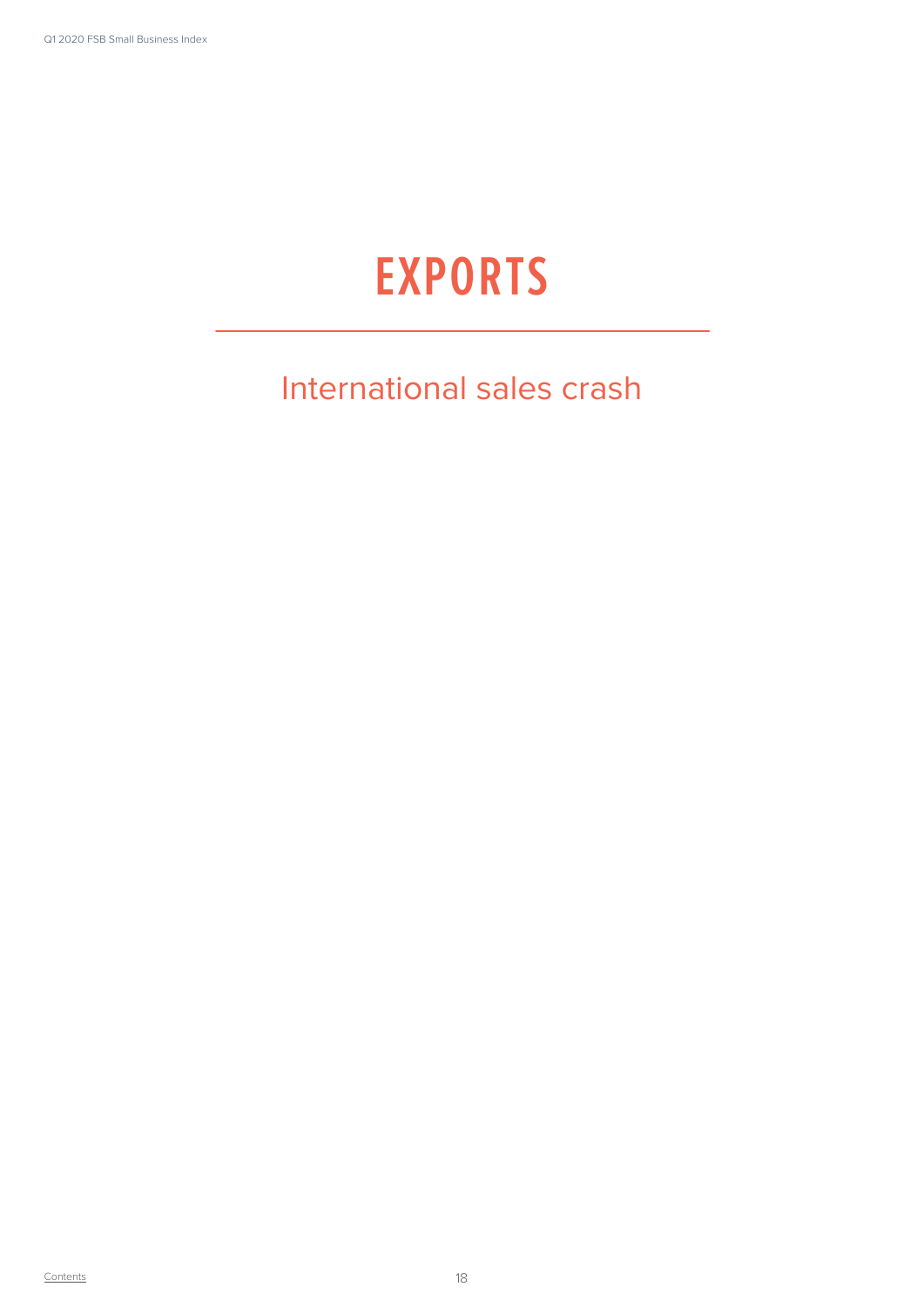# EXPORTS

## International sales crash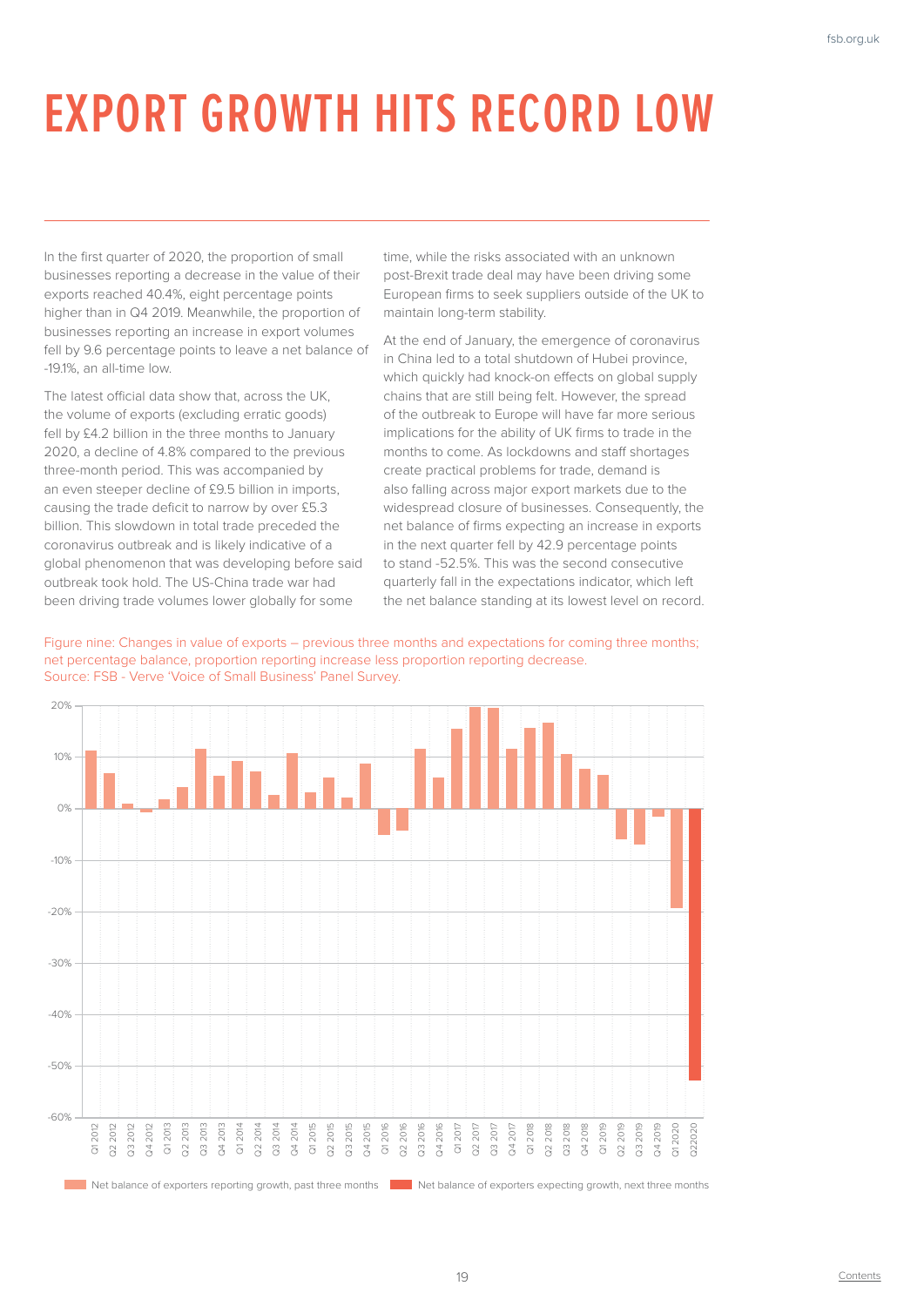# EXPORT GROWTH HITS RECORD LOW

In the first quarter of 2020, the proportion of small businesses reporting a decrease in the value of their exports reached 40.4%, eight percentage points higher than in Q4 2019. Meanwhile, the proportion of businesses reporting an increase in export volumes fell by 9.6 percentage points to leave a net balance of -19.1%, an all-time low.

The latest official data show that, across the UK, the volume of exports (excluding erratic goods) fell by £4.2 billion in the three months to January 2020, a decline of 4.8% compared to the previous three-month period. This was accompanied by an even steeper decline of £9.5 billion in imports, causing the trade deficit to narrow by over £5.3 billion. This slowdown in total trade preceded the coronavirus outbreak and is likely indicative of a global phenomenon that was developing before said outbreak took hold. The US-China trade war had been driving trade volumes lower globally for some time, while the risks associated with an unknown post-Brexit trade deal may have been driving some European firms to seek suppliers outside of the UK to maintain long-term stability.

At the end of January, the emergence of coronavirus in China led to a total shutdown of Hubei province, which quickly had knock-on effects on global supply chains that are still being felt. However, the spread of the outbreak to Europe will have far more serious implications for the ability of UK firms to trade in the months to come. As lockdowns and staff shortages create practical problems for trade, demand is also falling across major export markets due to the widespread closure of businesses. Consequently, the net balance of firms expecting an increase in exports in the next quarter fell by 42.9 percentage points to stand -52.5%. This was the second consecutive quarterly fall in the expectations indicator, which left the net balance standing at its lowest level on record.

Figure nine: Changes in value of exports – previous three months and expectations for coming three months; net percentage balance, proportion reporting increase less proportion reporting decrease.
Source: FSB - Verve 'Voice of Small Business' Panel Survey.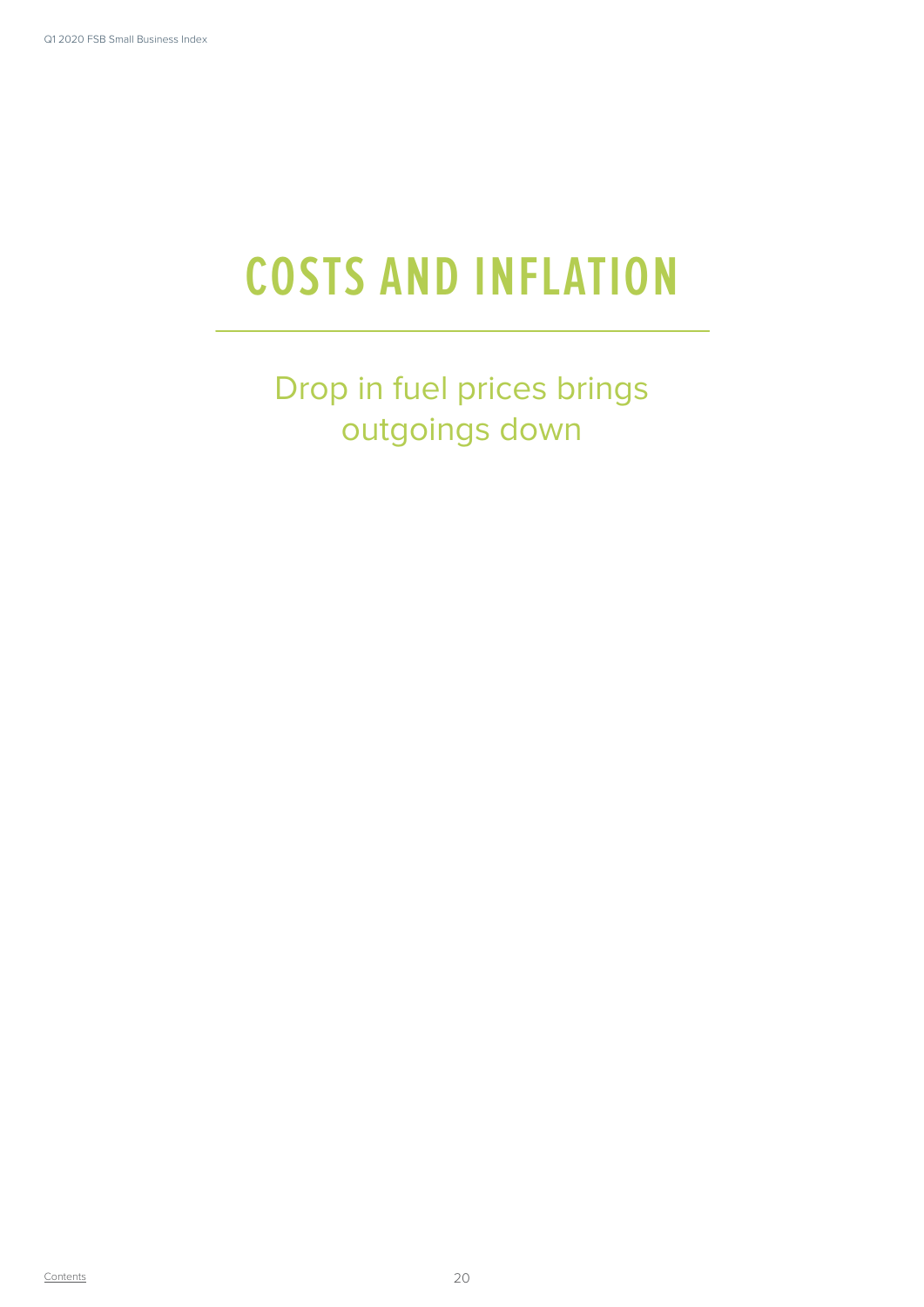# COSTS AND INFLATION

## Drop in fuel prices brings outgoings down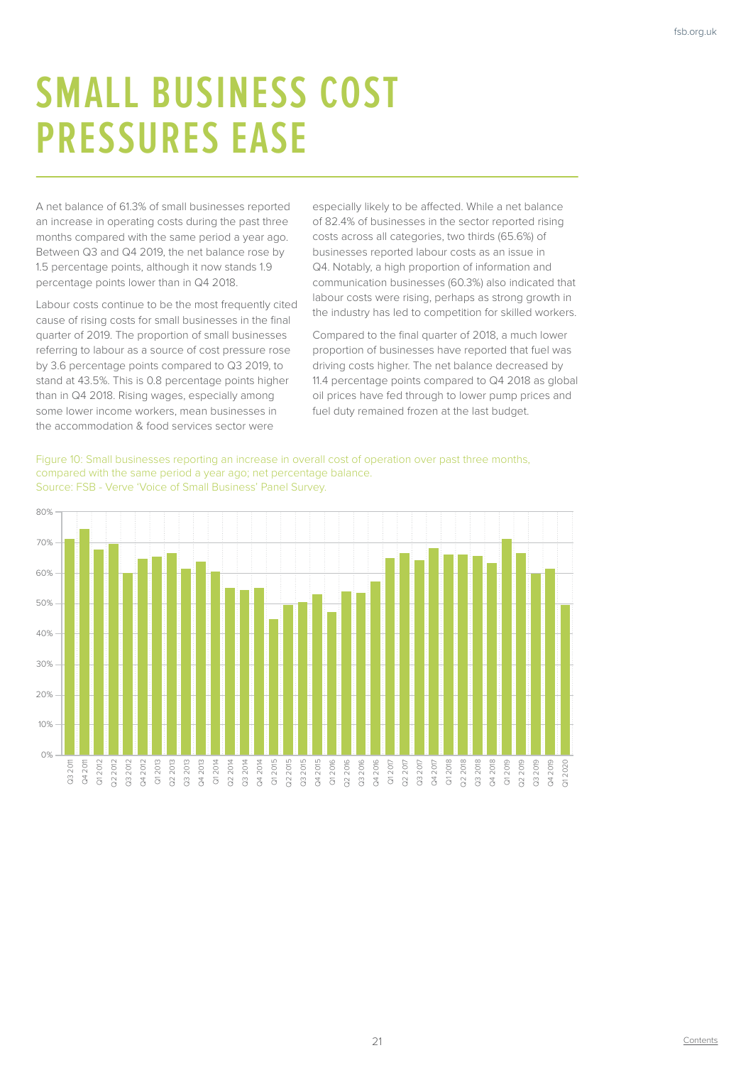# SMALL BUSINESS COST PRESSURES EASE

A net balance of 61.3% of small businesses reported an increase in operating costs during the past three months compared with the same period a year ago. Between Q3 and Q4 2019, the net balance rose by 1.5 percentage points, although it now stands 1.9 percentage points lower than in Q4 2018.

Labour costs continue to be the most frequently cited cause of rising costs for small businesses in the final quarter of 2019. The proportion of small businesses referring to labour as a source of cost pressure rose by 3.6 percentage points compared to Q3 2019, to stand at 43.5%. This is 0.8 percentage points higher than in Q4 2018. Rising wages, especially among some lower income workers, mean businesses in the accommodation & food services sector were especially likely to be affected. While a net balance of 82.4% of businesses in the sector reported rising costs across all categories, two thirds (65.6%) of businesses reported labour costs as an issue in Q4. Notably, a high proportion of information and communication businesses (60.3%) also indicated that labour costs were rising, perhaps as strong growth in the industry has led to competition for skilled workers.

Compared to the final quarter of 2018, a much lower proportion of businesses have reported that fuel was driving costs higher. The net balance decreased by 11.4 percentage points compared to Q4 2018 as global oil prices have fed through to lower pump prices and fuel duty remained frozen at the last budget.

Figure 10: Small businesses reporting an increase in overall cost of operation over past three months, compared with the same period a year ago; net percentage balance.
Source: FSB - Verve 'Voice of Small Business' Panel Survey.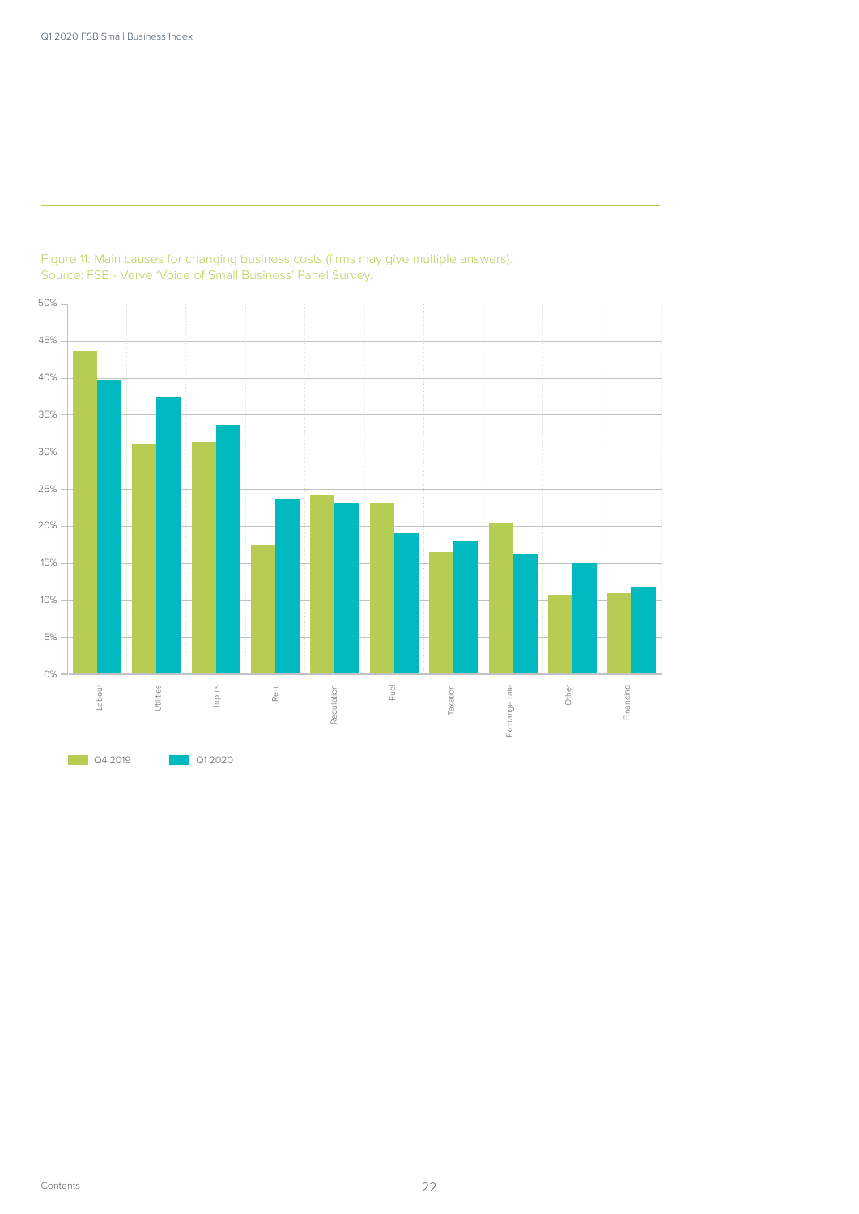Figure 11: Main causes for changing business costs (firms may give multiple answers).
Source: FSB - Verve 'Voice of Small Business' Panel Survey.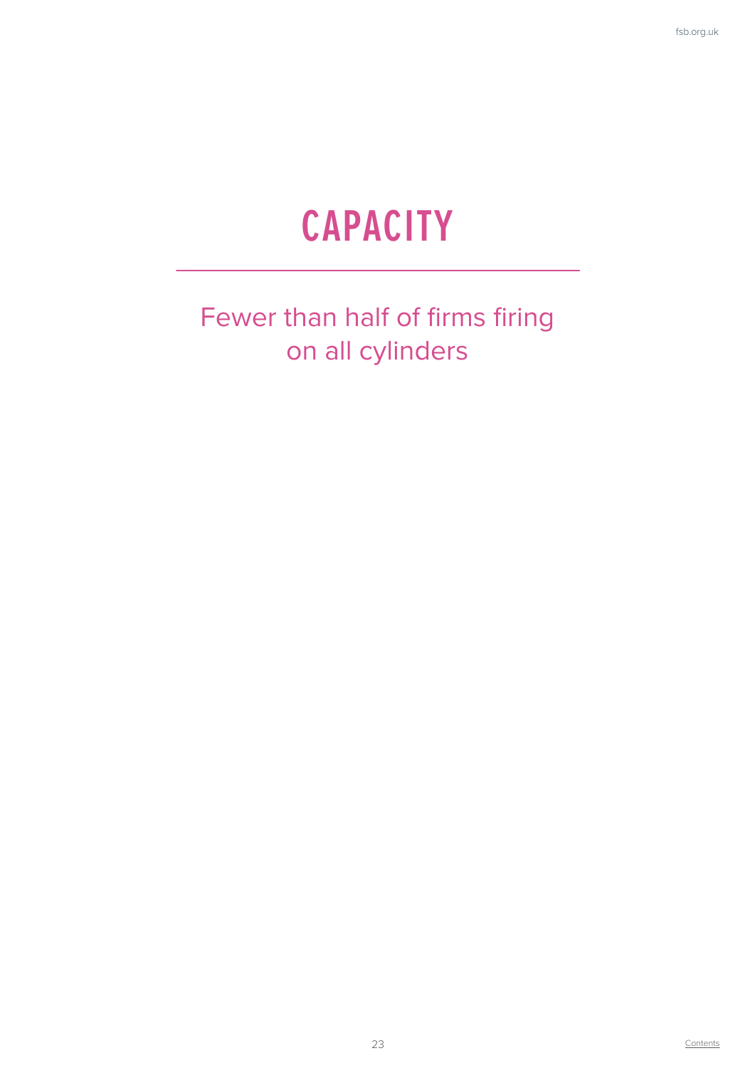# CAPACITY

Fewer than half of firms firing on all cylinders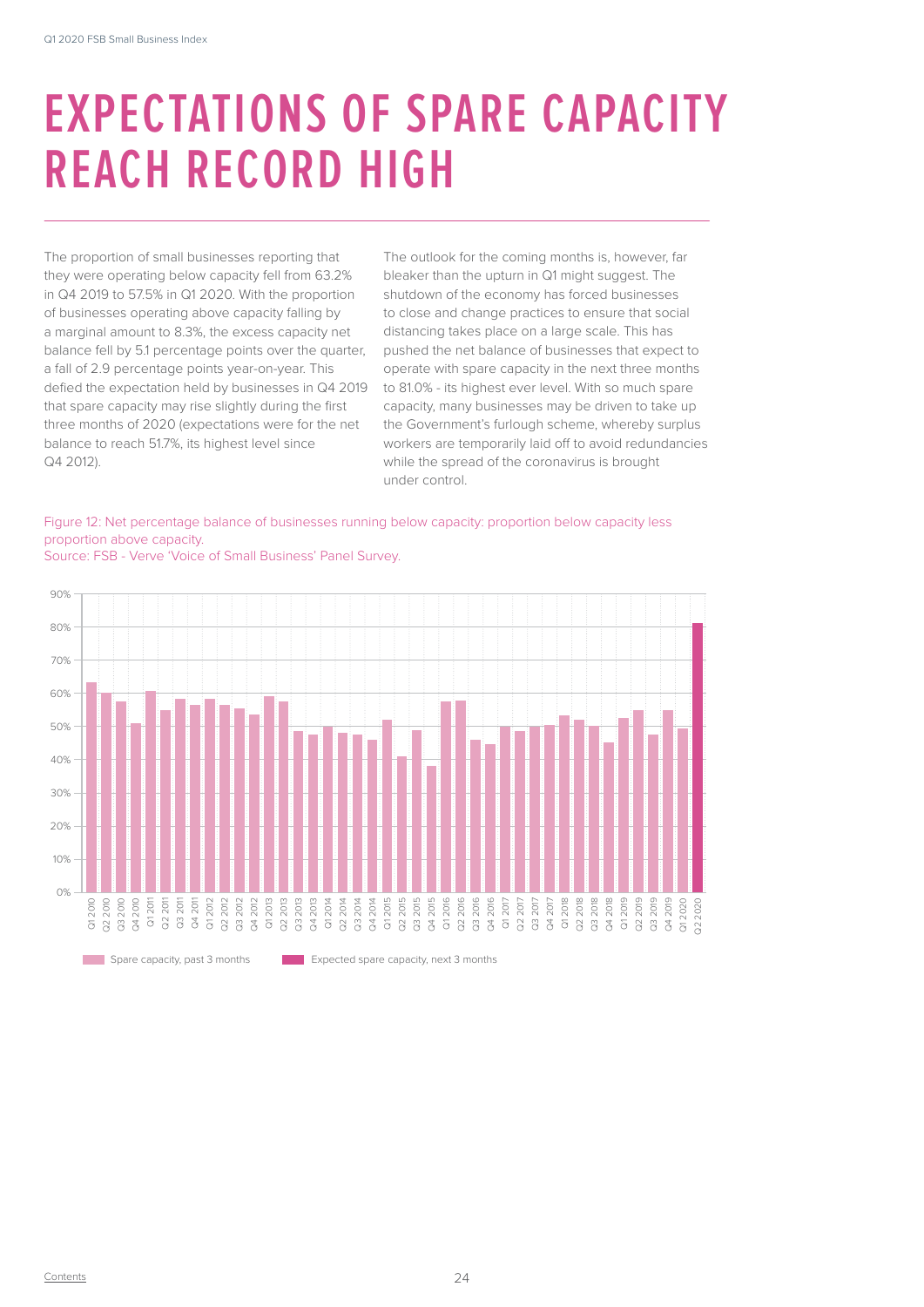# EXPECTATIONS OF SPARE CAPACITY REACH RECORD HIGH

The proportion of small businesses reporting that they were operating below capacity fell from 63.2% in Q4 2019 to 57.5% in Q1 2020. With the proportion of businesses operating above capacity falling by a marginal amount to 8.3%, the excess capacity net balance fell by 5.1 percentage points over the quarter, a fall of 2.9 percentage points year-on-year. This defied the expectation held by businesses in Q4 2019 that spare capacity may rise slightly during the first three months of 2020 (expectations were for the net balance to reach 51.7%, its highest level since Q4 2012).

The outlook for the coming months is, however, far bleaker than the upturn in Q1 might suggest. The shutdown of the economy has forced businesses to close and change practices to ensure that social distancing takes place on a large scale. This has pushed the net balance of businesses that expect to operate with spare capacity in the next three months to 81.0% - its highest ever level. With so much spare capacity, many businesses may be driven to take up the Government's furlough scheme, whereby surplus workers are temporarily laid off to avoid redundancies while the spread of the coronavirus is brought under control.

Figure 12: Net percentage balance of businesses running below capacity: proportion below capacity less proportion above capacity.
Source: FSB - Verve 'Voice of Small Business' Panel Survey.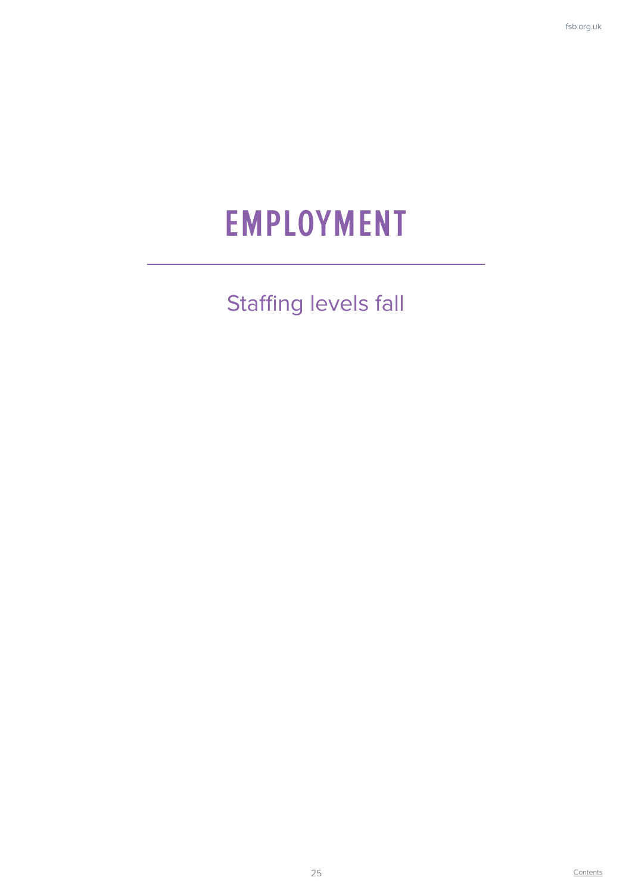# EMPLOYMENT

Staffing levels fall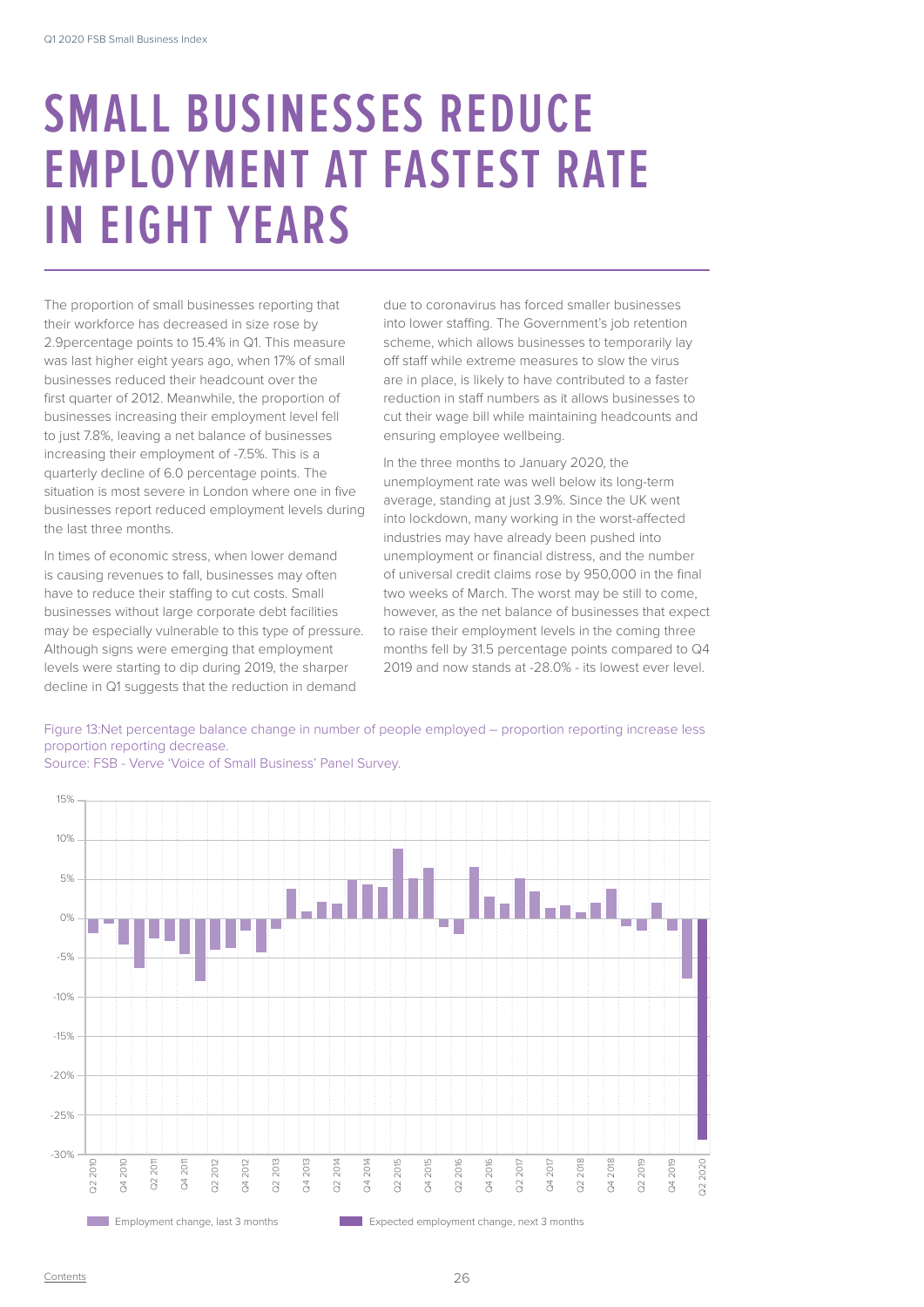# SMALL BUSINESSES REDUCE EMPLOYMENT AT FASTEST RATE IN EIGHT YEARS

The proportion of small businesses reporting that their workforce has decreased in size rose by 2.9percentage points to 15.4% in Q1. This measure was last higher eight years ago, when 17% of small businesses reduced their headcount over the first quarter of 2012. Meanwhile, the proportion of businesses increasing their employment level fell to just 7.8%, leaving a net balance of businesses increasing their employment of -7.5%. This is a quarterly decline of 6.0 percentage points. The situation is most severe in London where one in five businesses report reduced employment levels during the last three months.

In times of economic stress, when lower demand is causing revenues to fall, businesses may often have to reduce their staffing to cut costs. Small businesses without large corporate debt facilities may be especially vulnerable to this type of pressure. Although signs were emerging that employment levels were starting to dip during 2019, the sharper decline in Q1 suggests that the reduction in demand due to coronavirus has forced smaller businesses into lower staffing. The Government's job retention scheme, which allows businesses to temporarily lay off staff while extreme measures to slow the virus are in place, is likely to have contributed to a faster reduction in staff numbers as it allows businesses to cut their wage bill while maintaining headcounts and ensuring employee wellbeing.

In the three months to January 2020, the unemployment rate was well below its long-term average, standing at just 3.9%. Since the UK went into lockdown, many working in the worst-affected industries may have already been pushed into unemployment or financial distress, and the number of universal credit claims rose by 950,000 in the final two weeks of March. The worst may be still to come, however, as the net balance of businesses that expect to raise their employment levels in the coming three months fell by 31.5 percentage points compared to Q4 2019 and now stands at -28.0% - its lowest ever level.

Figure 13:Net percentage balance change in number of people employed – proportion reporting increase less proportion reporting decrease.
Source: FSB - Verve 'Voice of Small Business' Panel Survey.

Employment change, last 3 months | Expected employment change, next 3 months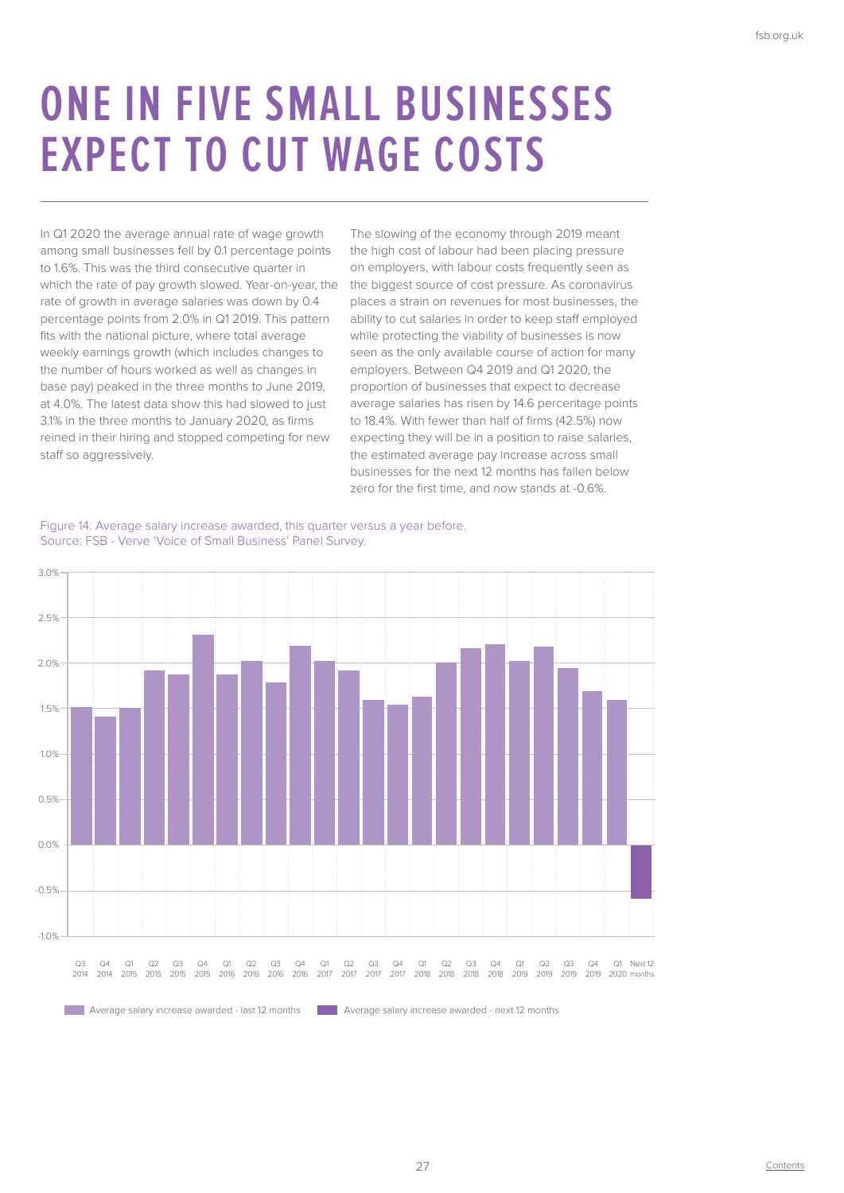# ONE IN FIVE SMALL BUSINESSES EXPECT TO CUT WAGE COSTS

In Q1 2020 the average annual rate of wage growth among small businesses fell by 0.1 percentage points to 1.6%. This was the third consecutive quarter in which the rate of pay growth slowed. Year-on-year, the rate of growth in average salaries was down by 0.4 percentage points from 2.0% in Q1 2019. This pattern fits with the national picture, where total average weekly earnings growth (which includes changes to the number of hours worked as well as changes in base pay) peaked in the three months to June 2019, at 4.0%. The latest data show this had slowed to just 3.1% in the three months to January 2020, as firms reined in their hiring and stopped competing for new staff so aggressively.

The slowing of the economy through 2019 meant the high cost of labour had been placing pressure on employers, with labour costs frequently seen as the biggest source of cost pressure. As coronavirus places a strain on revenues for most businesses, the ability to cut salaries in order to keep staff employed while protecting the viability of businesses is now seen as the only available course of action for many employers. Between Q4 2019 and Q1 2020, the proportion of businesses that expect to decrease average salaries has risen by 14.6 percentage points to 18.4%. With fewer than half of firms (42.5%) now expecting they will be in a position to raise salaries, the estimated average pay increase across small businesses for the next 12 months has fallen below zero for the first time, and now stands at -0.6%.

Figure 14: Average salary increase awarded, this quarter versus a year before.
Source: FSB - Verve 'Voice of Small Business' Panel Survey.

| Quarter | Average salary increase awarded |
| --- | --- |
| Q3 2014 | 1.5% |
| Q4 2014 | 1.4% |
| Q1 2015 | 1.5% |
| Q2 2015 | 1.9% |
| Q3 2015 | 1.9% |
| Q4 2015 | 2.3% |
| Q1 2016 | 1.9% |
| Q2 2016 | 2.0% |
| Q3 2016 | 1.8% |
| Q4 2016 | 2.2% |
| Q1 2017 | 2.0% |
| Q2 2017 | 1.9% |
| Q3 2017 | 1.6% |
| Q4 2017 | 1.5% |
| Q1 2018 | 1.6% |
| Q2 2018 | 2.0% |
| Q3 2018 | 2.2% |
| Q4 2018 | 2.2% |
| Q1 2019 | 2.0% |
| Q2 2019 | 2.2% |
| Q3 2019 | 1.9% |
| Q4 2019 | 1.7% |
| Q1 2020 | 1.6% |
| Next 12 months | -0.6% |

Average salary increase awarded - last 12 months | Average salary increase awarded - next 12 months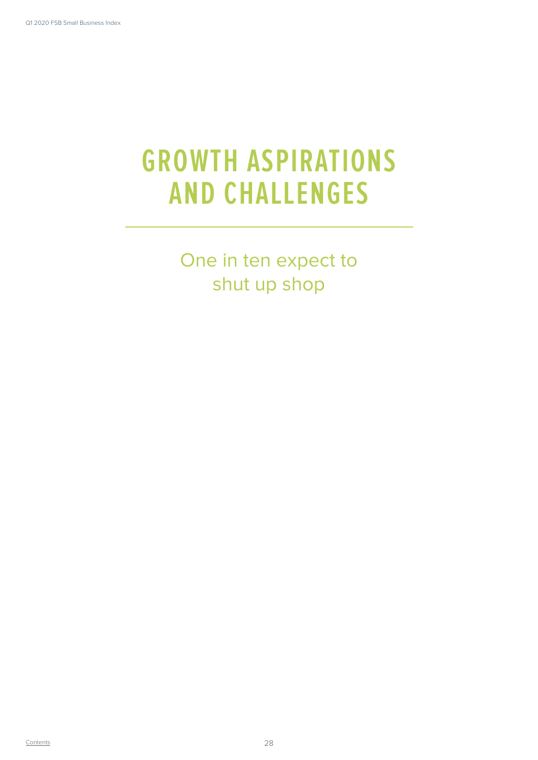# GROWTH ASPIRATIONS AND CHALLENGES

One in ten expect to shut up shop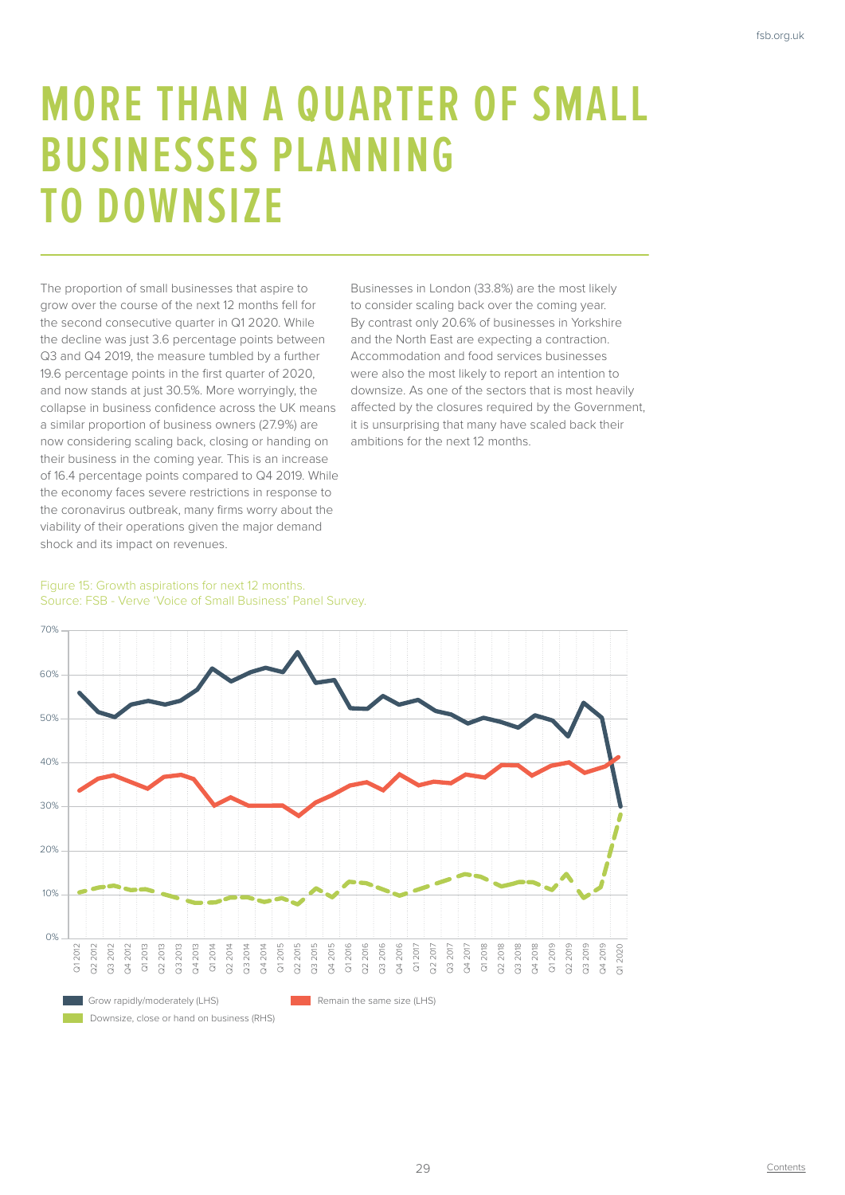# MORE THAN A QUARTER OF SMALL BUSINESSES PLANNING TO DOWNSIZE

The proportion of small businesses that aspire to grow over the course of the next 12 months fell for the second consecutive quarter in Q1 2020. While the decline was just 3.6 percentage points between Q3 and Q4 2019, the measure tumbled by a further 19.6 percentage points in the first quarter of 2020, and now stands at just 30.5%. More worryingly, the collapse in business confidence across the UK means a similar proportion of business owners (27.9%) are now considering scaling back, closing or handing on their business in the coming year. This is an increase of 16.4 percentage points compared to Q4 2019. While the economy faces severe restrictions in response to the coronavirus outbreak, many firms worry about the viability of their operations given the major demand shock and its impact on revenues.

Businesses in London (33.8%) are the most likely to consider scaling back over the coming year. By contrast only 20.6% of businesses in Yorkshire and the North East are expecting a contraction. Accommodation and food services businesses were also the most likely to report an intention to downsize. As one of the sectors that is most heavily affected by the closures required by the Government, it is unsurprising that many have scaled back their ambitions for the next 12 months.

Figure 15: Growth aspirations for next 12 months.
Source: FSB - Verve 'Voice of Small Business' Panel Survey.

Legend: Grow rapidly/moderately (LHS); Remain the same size (LHS); Downsize, close or hand on business (RHS)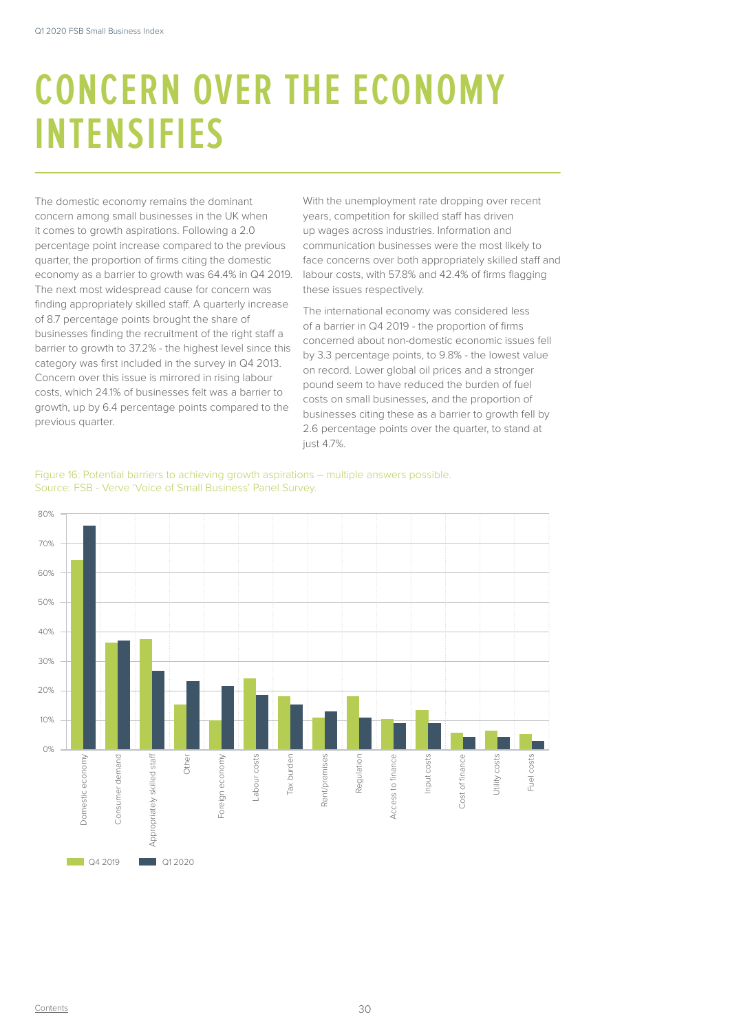# CONCERN OVER THE ECONOMY INTENSIFIES

The domestic economy remains the dominant concern among small businesses in the UK when it comes to growth aspirations. Following a 2.0 percentage point increase compared to the previous quarter, the proportion of firms citing the domestic economy as a barrier to growth was 64.4% in Q4 2019. The next most widespread cause for concern was finding appropriately skilled staff. A quarterly increase of 8.7 percentage points brought the share of businesses finding the recruitment of the right staff a barrier to growth to 37.2% - the highest level since this category was first included in the survey in Q4 2013. Concern over this issue is mirrored in rising labour costs, which 24.1% of businesses felt was a barrier to growth, up by 6.4 percentage points compared to the previous quarter.

With the unemployment rate dropping over recent years, competition for skilled staff has driven up wages across industries. Information and communication businesses were the most likely to face concerns over both appropriately skilled staff and labour costs, with 57.8% and 42.4% of firms flagging these issues respectively.

The international economy was considered less of a barrier in Q4 2019 - the proportion of firms concerned about non-domestic economic issues fell by 3.3 percentage points, to 9.8% - the lowest value on record. Lower global oil prices and a stronger pound seem to have reduced the burden of fuel costs on small businesses, and the proportion of businesses citing these as a barrier to growth fell by 2.6 percentage points over the quarter, to stand at just 4.7%.

Figure 16: Potential barriers to achieving growth aspirations – multiple answers possible.
Source: FSB - Verve 'Voice of Small Business' Panel Survey.

| Barrier | Q4 2019 | Q1 2020 |
|---|---|---|
| Domestic economy | ~64% | ~76% |
| Consumer demand | ~36% | ~37% |
| Appropriately skilled staff | ~37% | ~27% |
| Other | ~15% | ~23% |
| Foreign economy | ~10% | ~22% |
| Labour costs | ~24% | ~18% |
| Tax burden | ~18% | ~15% |
| Rent/premises | ~11% | ~13% |
| Regulation | ~18% | ~11% |
| Access to finance | ~10% | ~9% |
| Input costs | ~13% | ~9% |
| Cost of finance | ~6% | ~4% |
| Utility costs | ~6% | ~4% |
| Fuel costs | ~5% | ~3% |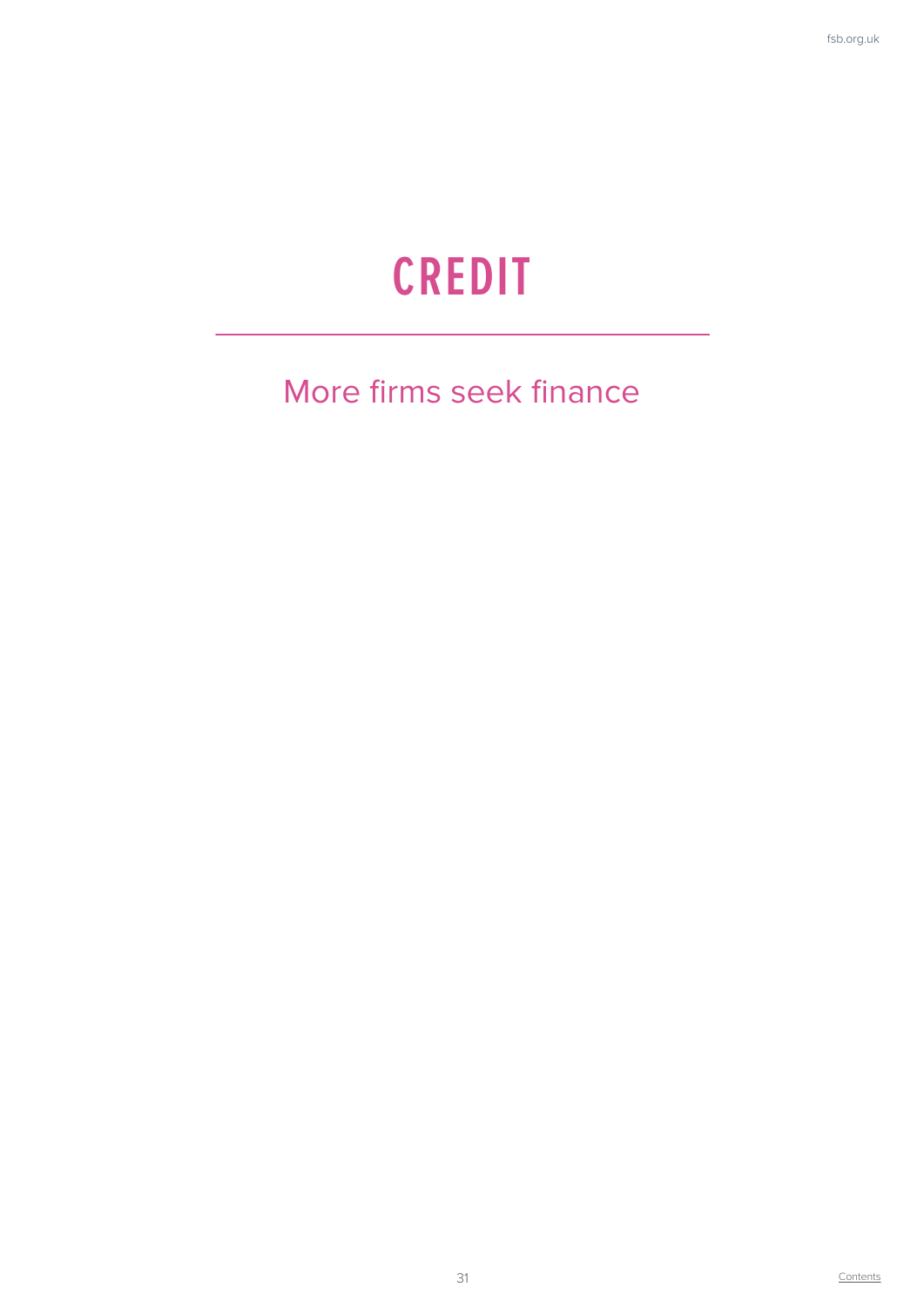# CREDIT

More firms seek finance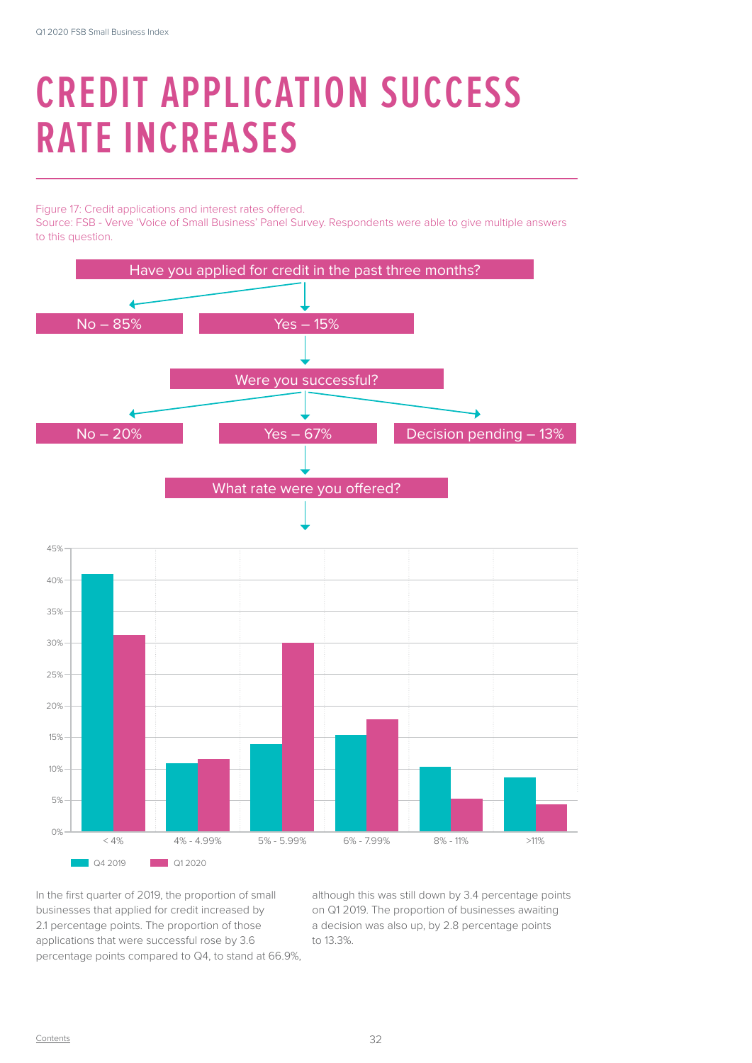# CREDIT APPLICATION SUCCESS RATE INCREASES

Figure 17: Credit applications and interest rates offered.
Source: FSB - Verve 'Voice of Small Business' Panel Survey. Respondents were able to give multiple answers to this question.

Have you applied for credit in the past three months?

- No – 85%
- Yes – 15%

Were you successful?

- No – 20%
- Yes – 67%
- Decision pending – 13%

What rate were you offered?

| Rate | Q4 2019 | Q1 2020 |
|---|---|---|
| < 4% | ~41% | ~31% |
| 4% - 4.99% | ~11% | ~11.5% |
| 5% - 5.99% | ~14% | ~30% |
| 6% - 7.99% | ~15.5% | ~18% |
| 8% - 11% | ~10.5% | ~5% |
| >11% | ~8.5% | ~4.5% |

In the first quarter of 2019, the proportion of small businesses that applied for credit increased by 2.1 percentage points. The proportion of those applications that were successful rose by 3.6 percentage points compared to Q4, to stand at 66.9%, although this was still down by 3.4 percentage points on Q1 2019. The proportion of businesses awaiting a decision was also up, by 2.8 percentage points to 13.3%.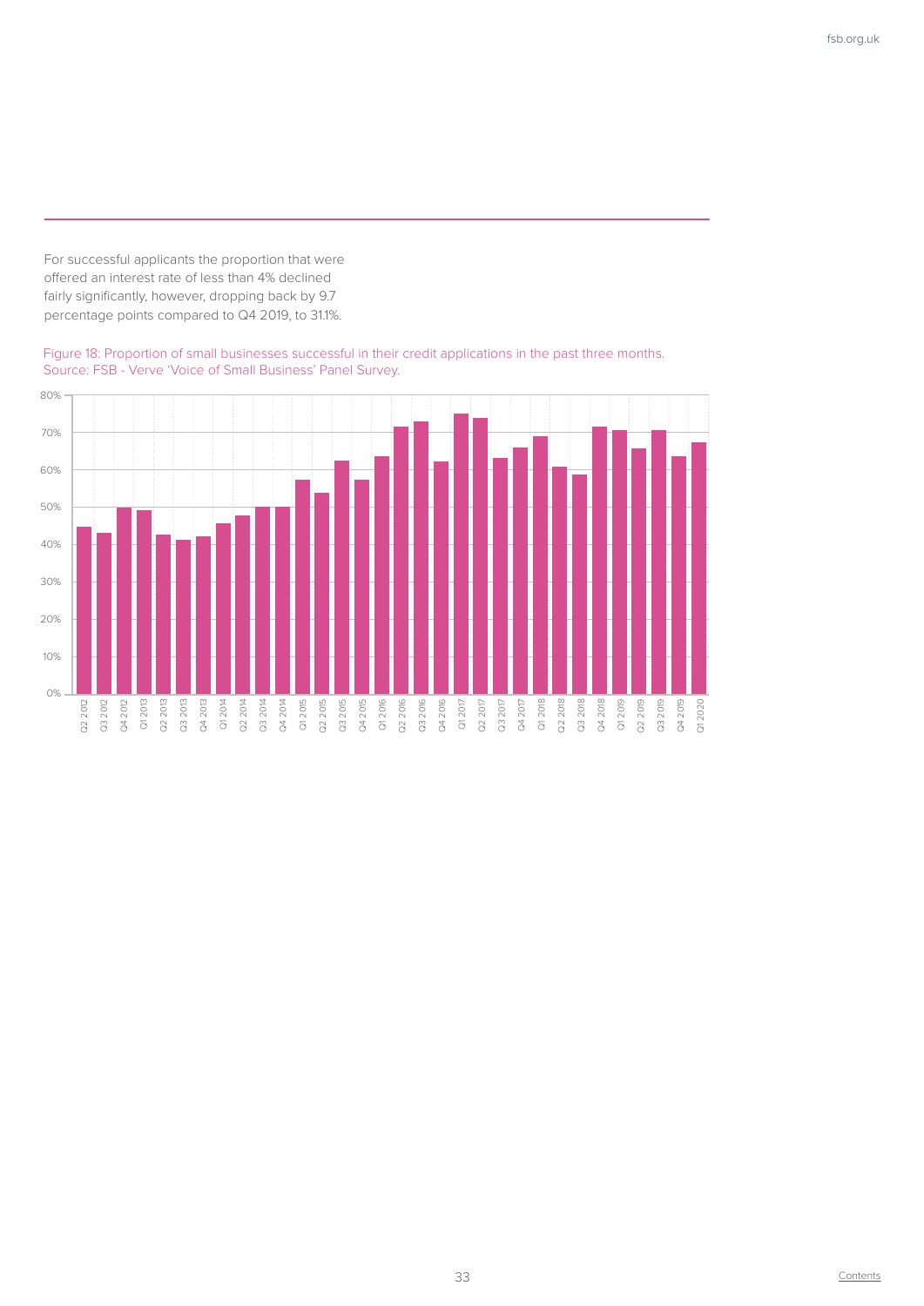For successful applicants the proportion that were offered an interest rate of less than 4% declined fairly significantly, however, dropping back by 9.7 percentage points compared to Q4 2019, to 31.1%.

Figure 18: Proportion of small businesses successful in their credit applications in the past three months.
Source: FSB - Verve 'Voice of Small Business' Panel Survey.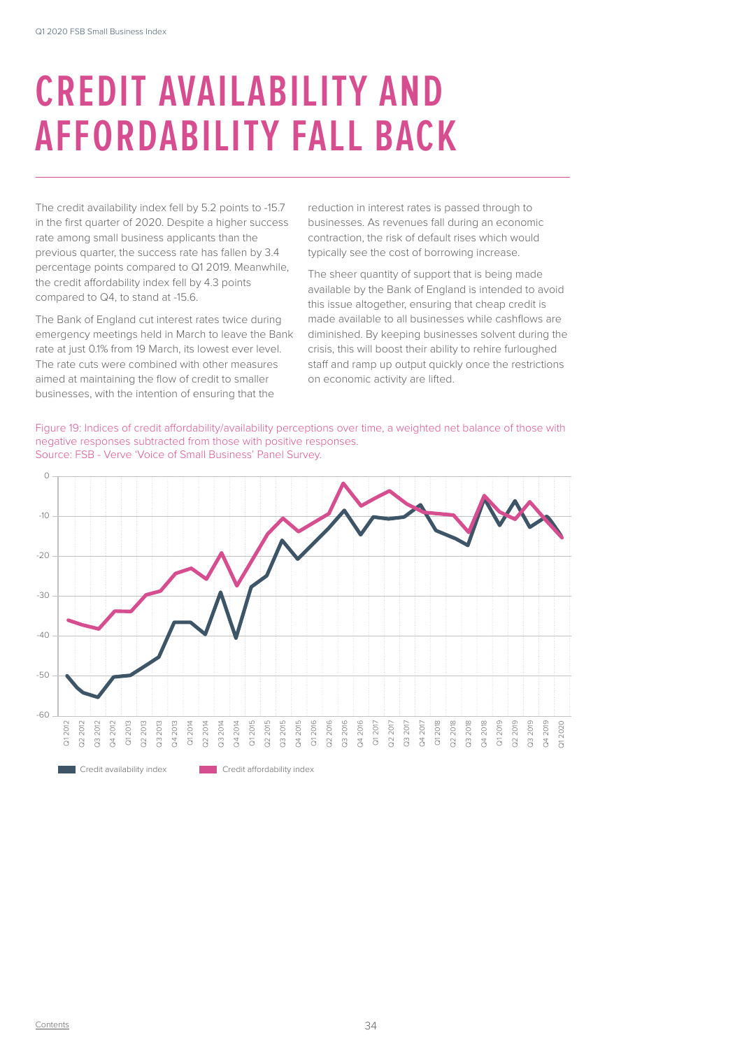# CREDIT AVAILABILITY AND AFFORDABILITY FALL BACK

The credit availability index fell by 5.2 points to -15.7 in the first quarter of 2020. Despite a higher success rate among small business applicants than the previous quarter, the success rate has fallen by 3.4 percentage points compared to Q1 2019. Meanwhile, the credit affordability index fell by 4.3 points compared to Q4, to stand at -15.6.

The Bank of England cut interest rates twice during emergency meetings held in March to leave the Bank rate at just 0.1% from 19 March, its lowest ever level. The rate cuts were combined with other measures aimed at maintaining the flow of credit to smaller businesses, with the intention of ensuring that the reduction in interest rates is passed through to businesses. As revenues fall during an economic contraction, the risk of default rises which would typically see the cost of borrowing increase.

The sheer quantity of support that is being made available by the Bank of England is intended to avoid this issue altogether, ensuring that cheap credit is made available to all businesses while cashflows are diminished. By keeping businesses solvent during the crisis, this will boost their ability to rehire furloughed staff and ramp up output quickly once the restrictions on economic activity are lifted.

Figure 19: Indices of credit affordability/availability perceptions over time, a weighted net balance of those with negative responses subtracted from those with positive responses.
Source: FSB - Verve 'Voice of Small Business' Panel Survey.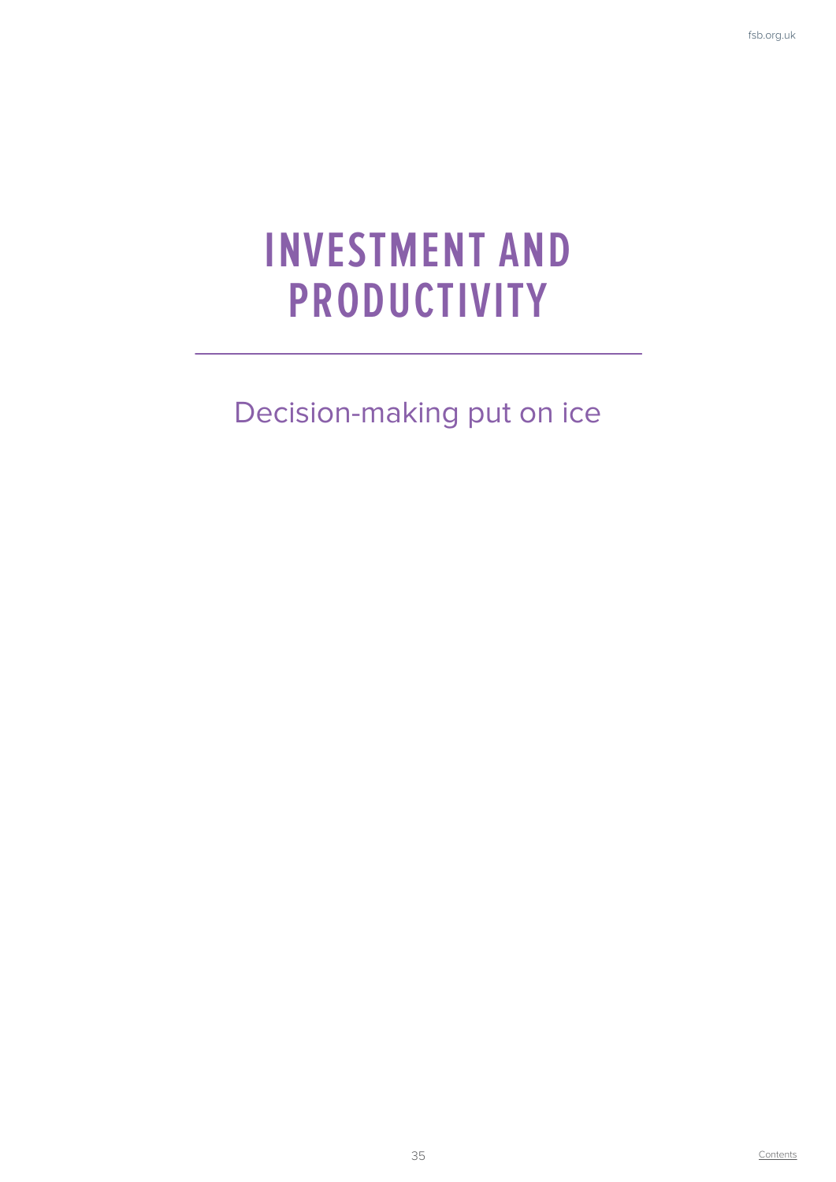# INVESTMENT AND PRODUCTIVITY

Decision-making put on ice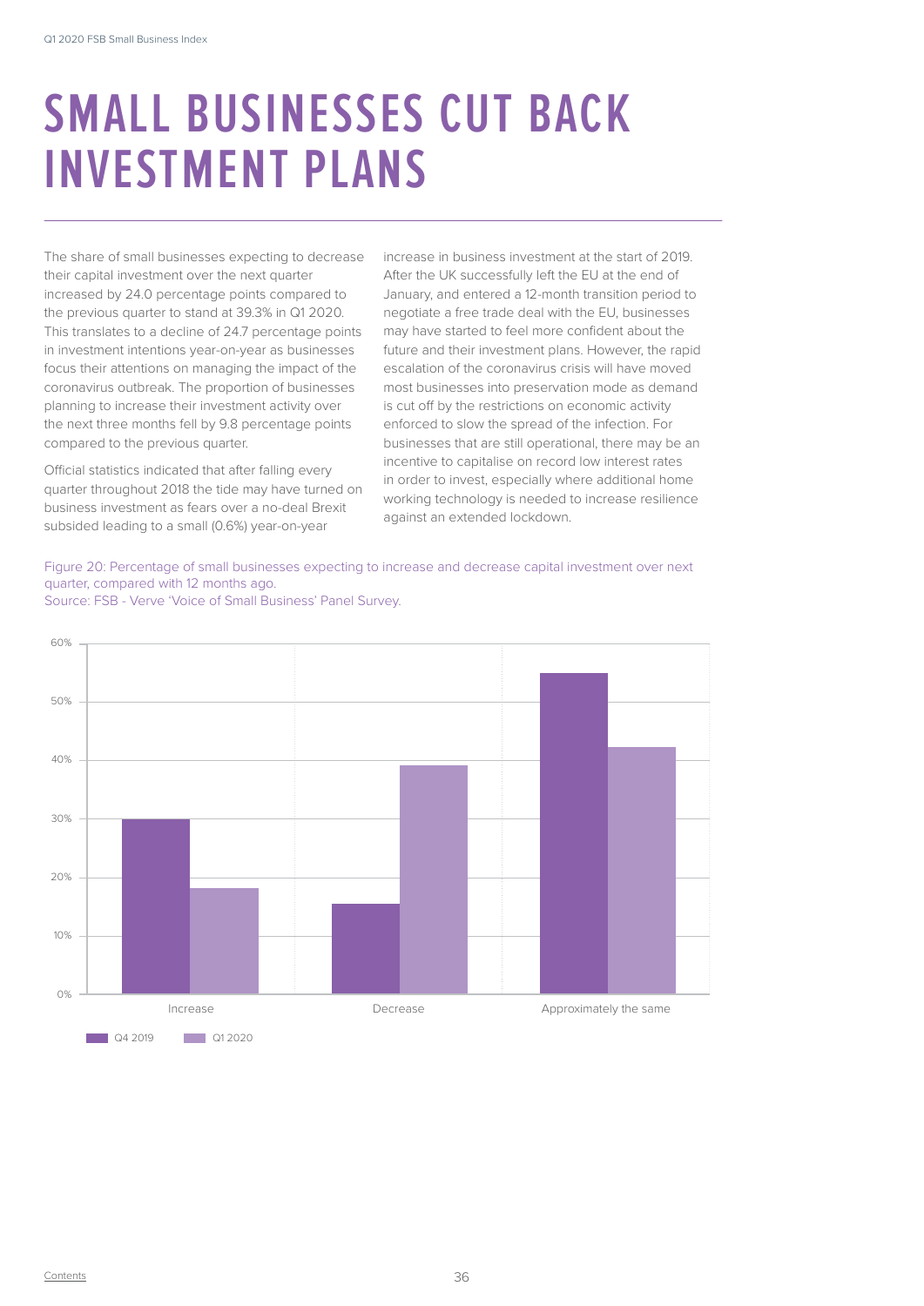# SMALL BUSINESSES CUT BACK INVESTMENT PLANS

The share of small businesses expecting to decrease their capital investment over the next quarter increased by 24.0 percentage points compared to the previous quarter to stand at 39.3% in Q1 2020. This translates to a decline of 24.7 percentage points in investment intentions year-on-year as businesses focus their attentions on managing the impact of the coronavirus outbreak. The proportion of businesses planning to increase their investment activity over the next three months fell by 9.8 percentage points compared to the previous quarter.

Official statistics indicated that after falling every quarter throughout 2018 the tide may have turned on business investment as fears over a no-deal Brexit subsided leading to a small (0.6%) year-on-year increase in business investment at the start of 2019. After the UK successfully left the EU at the end of January, and entered a 12-month transition period to negotiate a free trade deal with the EU, businesses may have started to feel more confident about the future and their investment plans. However, the rapid escalation of the coronavirus crisis will have moved most businesses into preservation mode as demand is cut off by the restrictions on economic activity enforced to slow the spread of the infection. For businesses that are still operational, there may be an incentive to capitalise on record low interest rates in order to invest, especially where additional home working technology is needed to increase resilience against an extended lockdown.

Figure 20: Percentage of small businesses expecting to increase and decrease capital investment over next quarter, compared with 12 months ago.
Source: FSB - Verve 'Voice of Small Business' Panel Survey.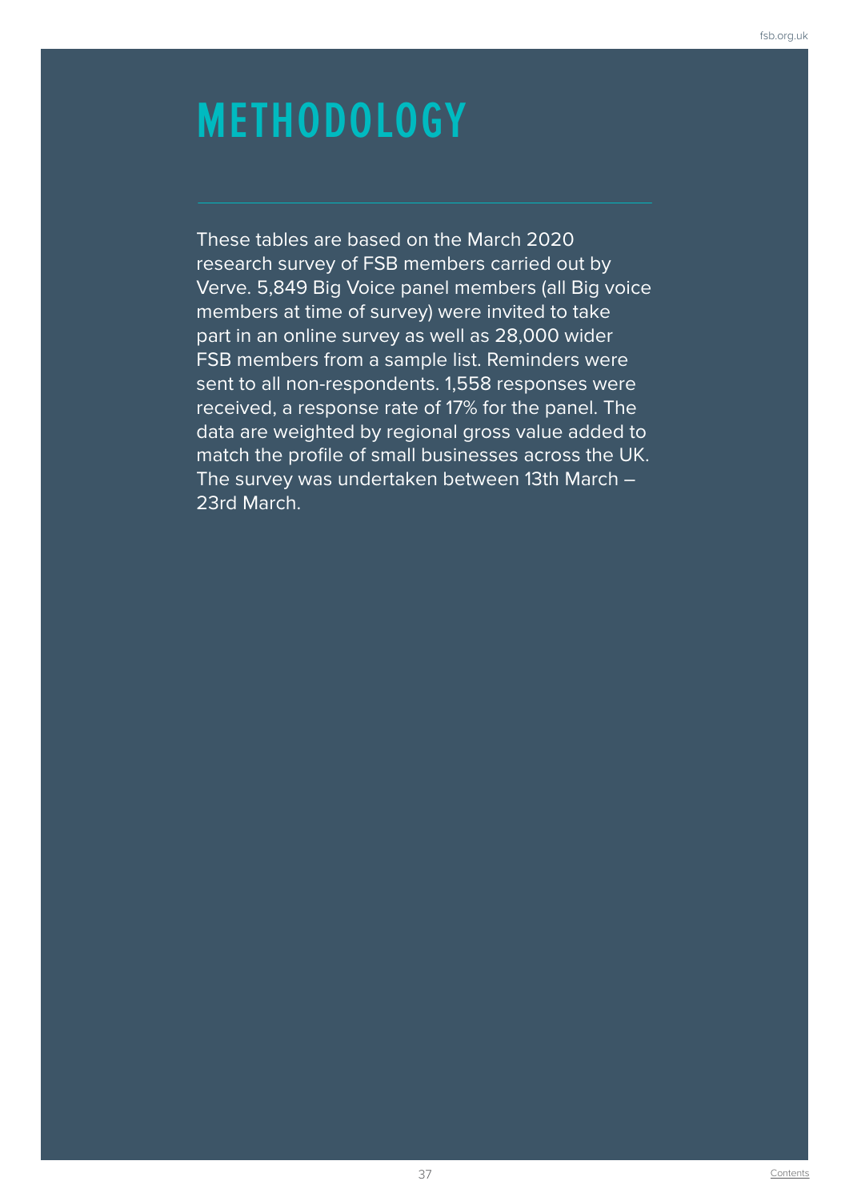# METHODOLOGY

These tables are based on the March 2020 research survey of FSB members carried out by Verve. 5,849 Big Voice panel members (all Big voice members at time of survey) were invited to take part in an online survey as well as 28,000 wider FSB members from a sample list. Reminders were sent to all non-respondents. 1,558 responses were received, a response rate of 17% for the panel. The data are weighted by regional gross value added to match the profile of small businesses across the UK. The survey was undertaken between 13th March – 23rd March.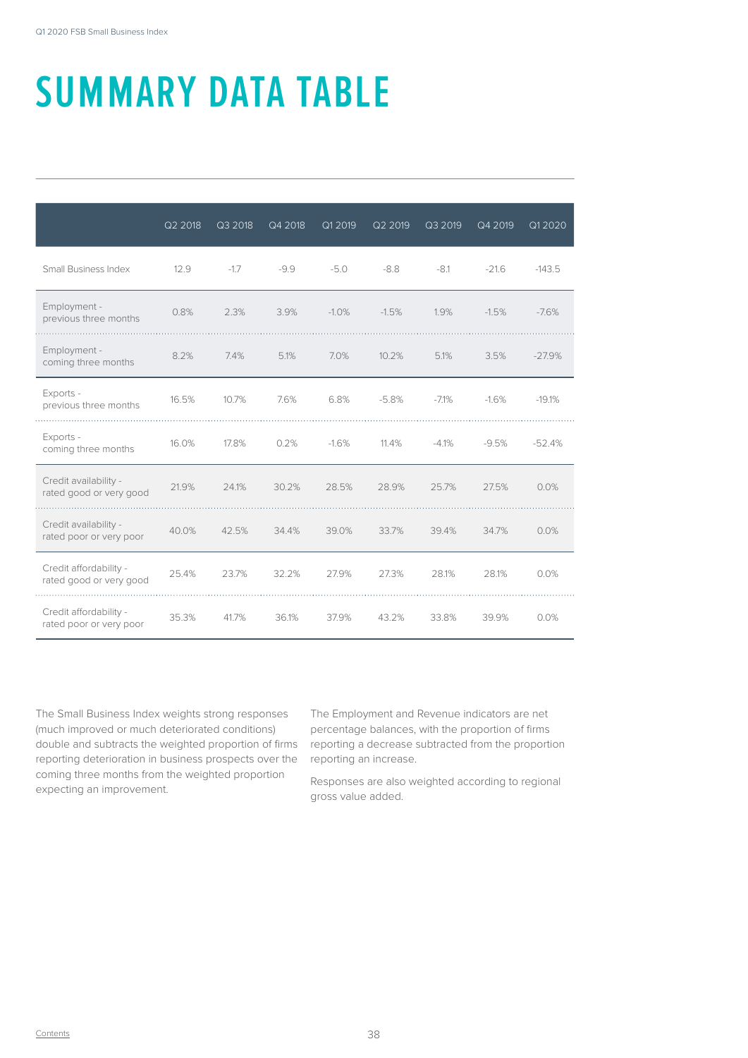# SUMMARY DATA TABLE

| | Q2 2018 | Q3 2018 | Q4 2018 | Q1 2019 | Q2 2019 | Q3 2019 | Q4 2019 | Q1 2020 |
|---|---|---|---|---|---|---|---|---|
| Small Business Index | 12.9 | -1.7 | -9.9 | -5.0 | -8.8 | -8.1 | -21.6 | -143.5 |
| Employment - previous three months | 0.8% | 2.3% | 3.9% | -1.0% | -1.5% | 1.9% | -1.5% | -7.6% |
| Employment - coming three months | 8.2% | 7.4% | 5.1% | 7.0% | 10.2% | 5.1% | 3.5% | -27.9% |
| Exports - previous three months | 16.5% | 10.7% | 7.6% | 6.8% | -5.8% | -7.1% | -1.6% | -19.1% |
| Exports - coming three months | 16.0% | 17.8% | 0.2% | -1.6% | 11.4% | -4.1% | -9.5% | -52.4% |
| Credit availability - rated good or very good | 21.9% | 24.1% | 30.2% | 28.5% | 28.9% | 25.7% | 27.5% | 0.0% |
| Credit availability - rated poor or very poor | 40.0% | 42.5% | 34.4% | 39.0% | 33.7% | 39.4% | 34.7% | 0.0% |
| Credit affordability - rated good or very good | 25.4% | 23.7% | 32.2% | 27.9% | 27.3% | 28.1% | 28.1% | 0.0% |
| Credit affordability - rated poor or very poor | 35.3% | 41.7% | 36.1% | 37.9% | 43.2% | 33.8% | 39.9% | 0.0% |

The Small Business Index weights strong responses (much improved or much deteriorated conditions) double and subtracts the weighted proportion of firms reporting deterioration in business prospects over the coming three months from the weighted proportion expecting an improvement.

The Employment and Revenue indicators are net percentage balances, with the proportion of firms reporting a decrease subtracted from the proportion reporting an increase.

Responses are also weighted according to regional gross value added.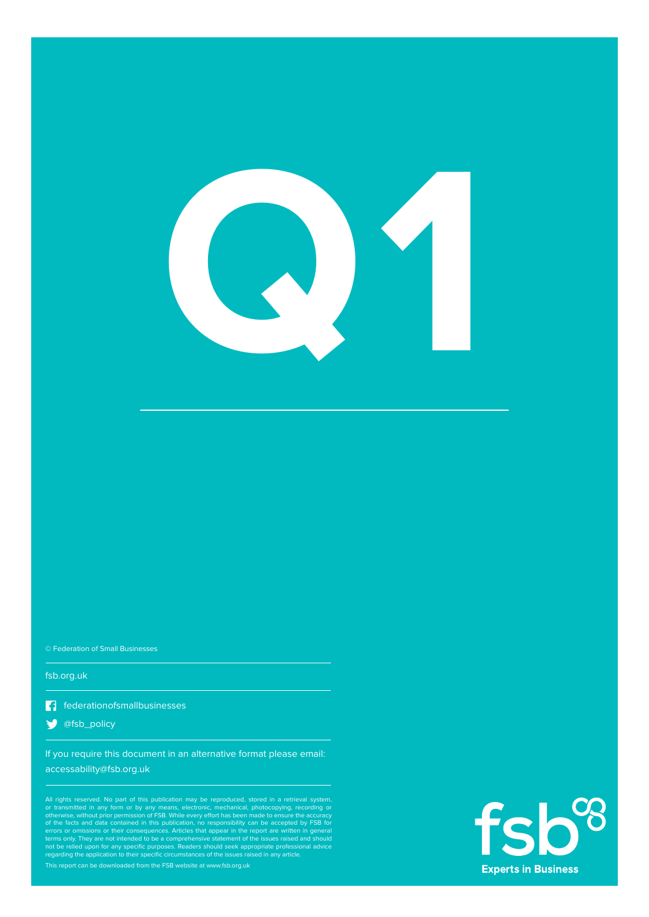# Q1

© Federation of Small Businesses

fsb.org.uk

federationofsmallbusinesses

@fsb_policy

If you require this document in an alternative format please email: accessability@fsb.org.uk

All rights reserved. No part of this publication may be reproduced, stored in a retrieval system, or transmitted in any form or by any means, electronic, mechanical, photocopying, recording or otherwise, without prior permission of FSB. While every effort has been made to ensure the accuracy of the facts and data contained in this publication, no responsibility can be accepted by FSB for errors or omissions or their consequences. Articles that appear in the report are written in general terms only. They are not intended to be a comprehensive statement of the issues raised and should not be relied upon for any specific purposes. Readers should seek appropriate professional advice regarding the application to their specific circumstances of the issues raised in any article.

This report can be downloaded from the FSB website at www.fsb.org.uk

fsb

Experts in Business